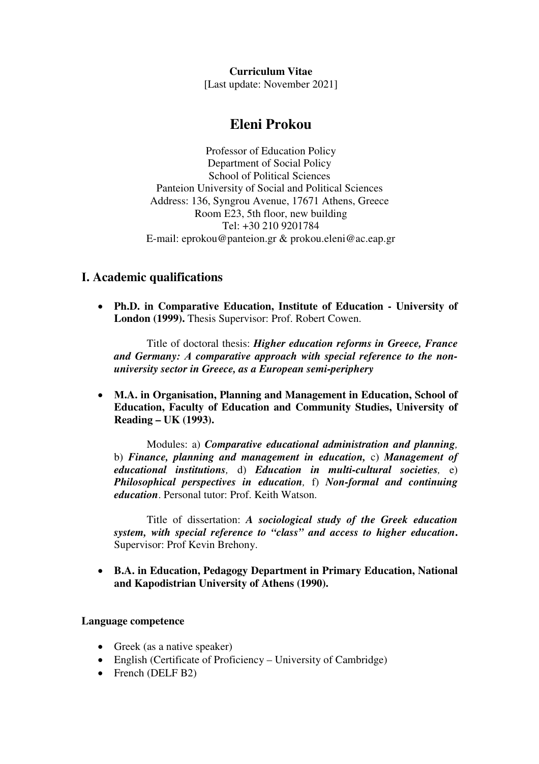**Curriculum Vitae**
[Last update: November 2021]

# Eleni Prokou

Professor of Education Policy
Department of Social Policy
School of Political Sciences
Panteion University of Social and Political Sciences
Address: 136, Syngrou Avenue, 17671 Athens, Greece
Room E23, 5th floor, new building
Tel: +30 210 9201784
E-mail: eprokou@panteion.gr & prokou.eleni@ac.eap.gr

## I. Academic qualifications

- **Ph.D. in Comparative Education, Institute of Education - University of London (1999).** Thesis Supervisor: Prof. Robert Cowen.

  Title of doctoral thesis: ***Higher education reforms in Greece, France and Germany: A comparative approach with special reference to the non-university sector in Greece, as a European semi-periphery***

- **M.A. in Organisation, Planning and Management in Education, School of Education, Faculty of Education and Community Studies, University of Reading – UK (1993).**

  Modules: a) ***Comparative educational administration and planning,*** b) ***Finance, planning and management in education,*** c) ***Management of educational institutions***, d) ***Education in multi-cultural societies,*** e) ***Philosophical perspectives in education***, f) ***Non-formal and continuing education***. Personal tutor: Prof. Keith Watson.

  Title of dissertation: ***A sociological study of the Greek education system, with special reference to "class" and access to higher education.*** Supervisor: Prof Kevin Brehony.

- **B.A. in Education, Pedagogy Department in Primary Education, National and Kapodistrian University of Athens (1990).**

### Language competence

- Greek (as a native speaker)
- English (Certificate of Proficiency – University of Cambridge)
- French (DELF B2)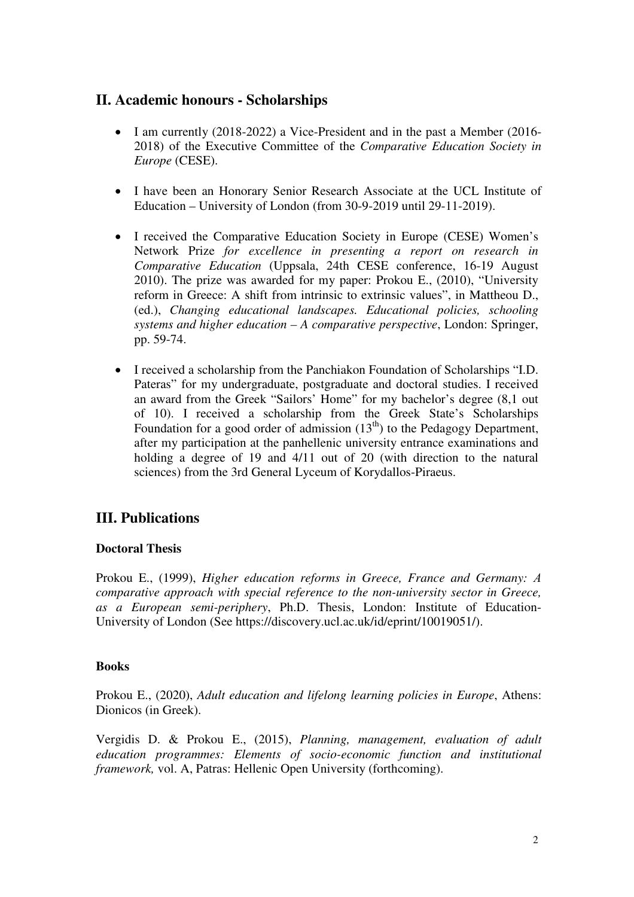## II. Academic honours - Scholarships

- I am currently (2018-2022) a Vice-President and in the past a Member (2016-2018) of the Executive Committee of the *Comparative Education Society in Europe* (CESE).

- I have been an Honorary Senior Research Associate at the UCL Institute of Education – University of London (from 30-9-2019 until 29-11-2019).

- I received the Comparative Education Society in Europe (CESE) Women's Network Prize *for excellence in presenting a report on research in Comparative Education* (Uppsala, 24th CESE conference, 16-19 August 2010). The prize was awarded for my paper: Prokou E., (2010), "University reform in Greece: A shift from intrinsic to extrinsic values", in Mattheou D., (ed.), *Changing educational landscapes. Educational policies, schooling systems and higher education – A comparative perspective*, London: Springer, pp. 59-74.

- I received a scholarship from the Panchiakon Foundation of Scholarships "I.D. Pateras" for my undergraduate, postgraduate and doctoral studies. I received an award from the Greek "Sailors' Home" for my bachelor's degree (8,1 out of 10). I received a scholarship from the Greek State's Scholarships Foundation for a good order of admission (13th) to the Pedagogy Department, after my participation at the panhellenic university entrance examinations and holding a degree of 19 and 4/11 out of 20 (with direction to the natural sciences) from the 3rd General Lyceum of Korydallos-Piraeus.

## III. Publications

### Doctoral Thesis

Prokou E., (1999), *Higher education reforms in Greece, France and Germany: A comparative approach with special reference to the non-university sector in Greece, as a European semi-periphery*, Ph.D. Thesis, London: Institute of Education-University of London (See https://discovery.ucl.ac.uk/id/eprint/10019051/).

### Books

Prokou E., (2020), *Adult education and lifelong learning policies in Europe*, Athens: Dionicos (in Greek).

Vergidis D. & Prokou E., (2015), *Planning, management, evaluation of adult education programmes: Elements of socio-economic function and institutional framework,* vol. A, Patras: Hellenic Open University (forthcoming).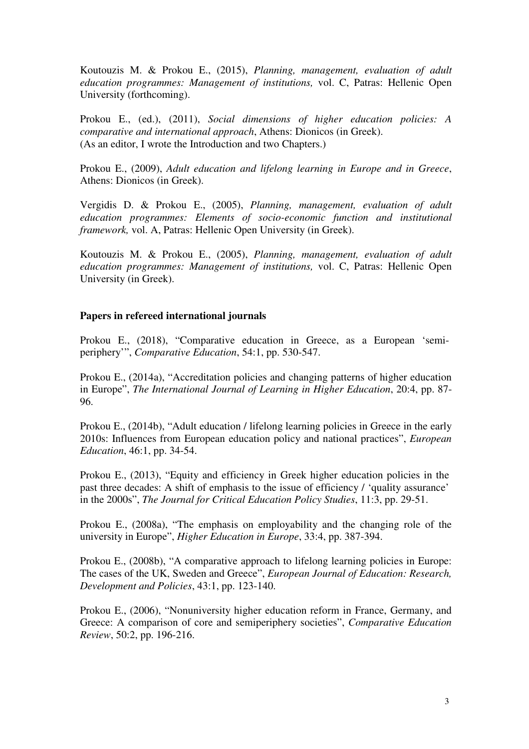Koutouzis M. & Prokou E., (2015), *Planning, management, evaluation of adult education programmes: Management of institutions,* vol. C, Patras: Hellenic Open University (forthcoming).

Prokou E., (ed.), (2011), *Social dimensions of higher education policies: A comparative and international approach*, Athens: Dionicos (in Greek).
(As an editor, I wrote the Introduction and two Chapters.)

Prokou E., (2009), *Adult education and lifelong learning in Europe and in Greece*, Athens: Dionicos (in Greek).

Vergidis D. & Prokou E., (2005), *Planning, management, evaluation of adult education programmes: Elements of socio-economic function and institutional framework,* vol. A, Patras: Hellenic Open University (in Greek).

Koutouzis M. & Prokou E., (2005), *Planning, management, evaluation of adult education programmes: Management of institutions,* vol. C, Patras: Hellenic Open University (in Greek).

**Papers in refereed international journals**

Prokou E., (2018), "Comparative education in Greece, as a European 'semi-periphery'", *Comparative Education*, 54:1, pp. 530-547.

Prokou E., (2014a), "Accreditation policies and changing patterns of higher education in Europe", *The International Journal of Learning in Higher Education*, 20:4, pp. 87-96.

Prokou E., (2014b), "Adult education / lifelong learning policies in Greece in the early 2010s: Influences from European education policy and national practices", *European Education*, 46:1, pp. 34-54.

Prokou E., (2013), "Equity and efficiency in Greek higher education policies in the past three decades: A shift of emphasis to the issue of efficiency / 'quality assurance' in the 2000s", *The Journal for Critical Education Policy Studies*, 11:3, pp. 29-51.

Prokou E., (2008a), "The emphasis on employability and the changing role of the university in Europe", *Higher Education in Europe*, 33:4, pp. 387-394.

Prokou E., (2008b), "A comparative approach to lifelong learning policies in Europe: The cases of the UK, Sweden and Greece", *European Journal of Education: Research, Development and Policies*, 43:1, pp. 123-140.

Prokou E., (2006), "Nonuniversity higher education reform in France, Germany, and Greece: A comparison of core and semiperiphery societies", *Comparative Education Review*, 50:2, pp. 196-216.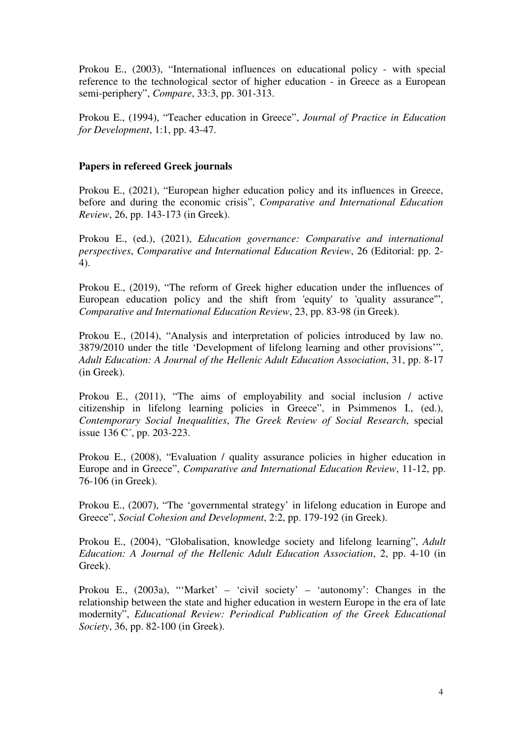Prokou E., (2003), "International influences on educational policy - with special reference to the technological sector of higher education - in Greece as a European semi-periphery", *Compare*, 33:3, pp. 301-313.

Prokou E., (1994), "Teacher education in Greece", *Journal of Practice in Education for Development*, 1:1, pp. 43-47.

**Papers in refereed Greek journals**

Prokou E., (2021), "European higher education policy and its influences in Greece, before and during the economic crisis", *Comparative and International Education Review*, 26, pp. 143-173 (in Greek).

Prokou E., (ed.), (2021), *Education governance: Comparative and international perspectives*, *Comparative and International Education Review*, 26 (Editorial: pp. 2-4).

Prokou E., (2019), "The reform of Greek higher education under the influences of European education policy and the shift from 'equity' to 'quality assurance'", *Comparative and International Education Review*, 23, pp. 83-98 (in Greek).

Prokou E., (2014), "Analysis and interpretation of policies introduced by law no. 3879/2010 under the title 'Development of lifelong learning and other provisions'", *Adult Education: A Journal of the Hellenic Adult Education Association*, 31, pp. 8-17 (in Greek).

Prokou E., (2011), "The aims of employability and social inclusion / active citizenship in lifelong learning policies in Greece", in Psimmenos I., (ed.), *Contemporary Social Inequalities*, *The Greek Review of Social Research*, special issue 136 C΄, pp. 203-223.

Prokou E., (2008), "Evaluation / quality assurance policies in higher education in Europe and in Greece", *Comparative and International Education Review*, 11-12, pp. 76-106 (in Greek).

Prokou E., (2007), "The 'governmental strategy' in lifelong education in Europe and Greece", *Social Cohesion and Development*, 2:2, pp. 179-192 (in Greek).

Prokou E., (2004), "Globalisation, knowledge society and lifelong learning", *Adult Education: A Journal of the Hellenic Adult Education Association*, 2, pp. 4-10 (in Greek).

Prokou E., (2003a), "'Market' – 'civil society' – 'autonomy': Changes in the relationship between the state and higher education in western Europe in the era of late modernity", *Educational Review: Periodical Publication of the Greek Educational Society*, 36, pp. 82-100 (in Greek).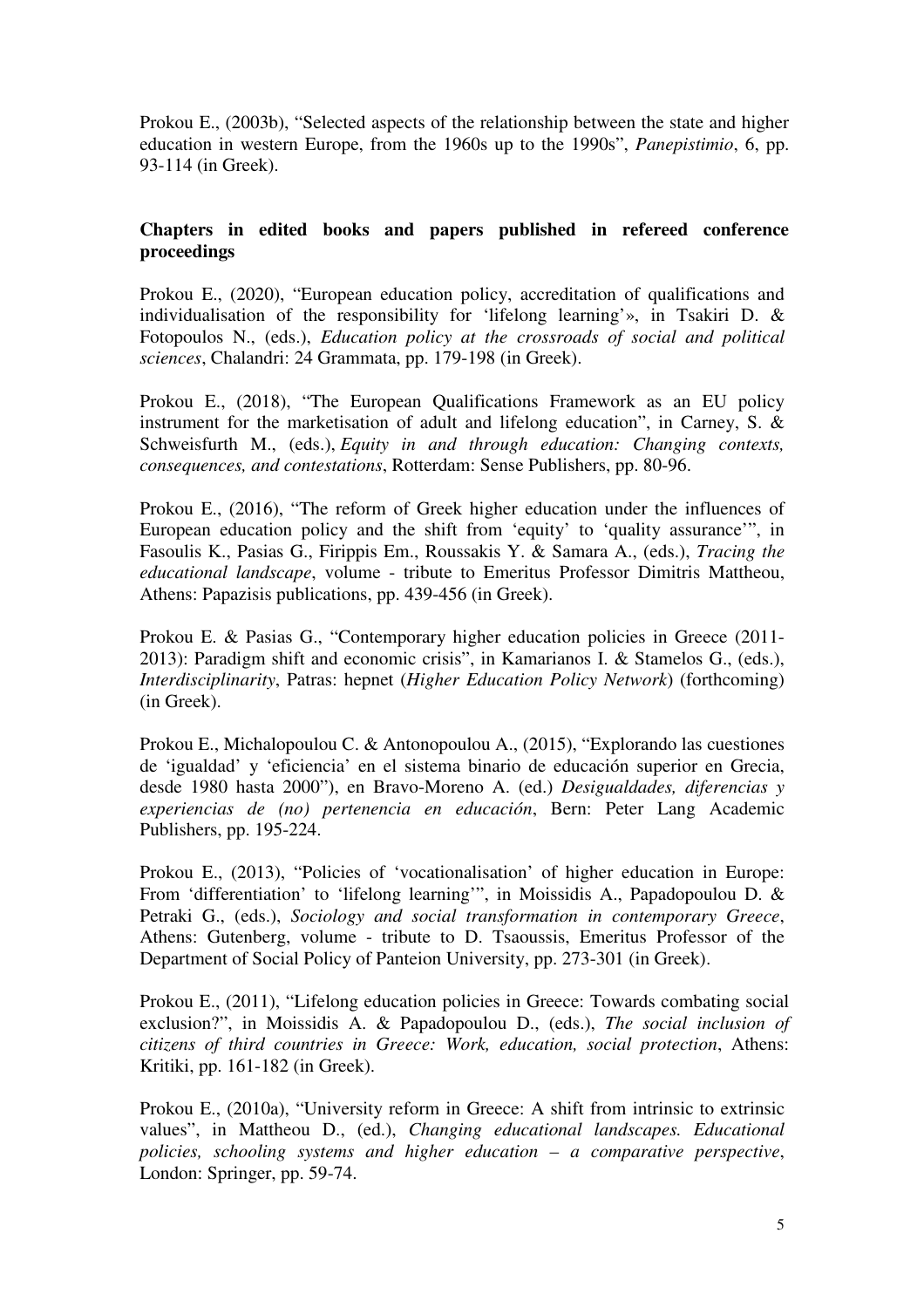Prokou E., (2003b), "Selected aspects of the relationship between the state and higher education in western Europe, from the 1960s up to the 1990s", *Panepistimio*, 6, pp. 93-114 (in Greek).

**Chapters in edited books and papers published in refereed conference proceedings**

Prokou E., (2020), "European education policy, accreditation of qualifications and individualisation of the responsibility for 'lifelong learning'», in Tsakiri D. & Fotopoulos N., (eds.), *Education policy at the crossroads of social and political sciences*, Chalandri: 24 Grammata, pp. 179-198 (in Greek).

Prokou E., (2018), "The European Qualifications Framework as an EU policy instrument for the marketisation of adult and lifelong education", in Carney, S. & Schweisfurth M., (eds.), *Equity in and through education: Changing contexts, consequences, and contestations*, Rotterdam: Sense Publishers, pp. 80-96.

Prokou E., (2016), "The reform of Greek higher education under the influences of European education policy and the shift from 'equity' to 'quality assurance'", in Fasoulis K., Pasias G., Firippis Em., Roussakis Y. & Samara A., (eds.), *Tracing the educational landscape*, volume - tribute to Emeritus Professor Dimitris Mattheou, Athens: Papazisis publications, pp. 439-456 (in Greek).

Prokou E. & Pasias G., "Contemporary higher education policies in Greece (2011-2013): Paradigm shift and economic crisis", in Kamarianos I. & Stamelos G., (eds.), *Interdisciplinarity*, Patras: hepnet (*Higher Education Policy Network*) (forthcoming) (in Greek).

Prokou E., Michalopoulou C. & Antonopoulou A., (2015), "Explorando las cuestiones de 'igualdad' y 'eficiencia' en el sistema binario de educación superior en Grecia, desde 1980 hasta 2000"), en Bravo-Moreno A. (ed.) *Desigualdades, diferencias y experiencias de (no) pertenencia en educación*, Bern: Peter Lang Academic Publishers, pp. 195-224.

Prokou E., (2013), "Policies of 'vocationalisation' of higher education in Europe: From 'differentiation' to 'lifelong learning'", in Moissidis A., Papadopoulou D. & Petraki G., (eds.), *Sociology and social transformation in contemporary Greece*, Athens: Gutenberg, volume - tribute to D. Tsaoussis, Emeritus Professor of the Department of Social Policy of Panteion University, pp. 273-301 (in Greek).

Prokou E., (2011), "Lifelong education policies in Greece: Towards combating social exclusion?", in Moissidis A. & Papadopoulou D., (eds.), *The social inclusion of citizens of third countries in Greece: Work, education, social protection*, Athens: Kritiki, pp. 161-182 (in Greek).

Prokou E., (2010a), "University reform in Greece: A shift from intrinsic to extrinsic values", in Mattheou D., (ed.), *Changing educational landscapes. Educational policies, schooling systems and higher education – a comparative perspective*, London: Springer, pp. 59-74.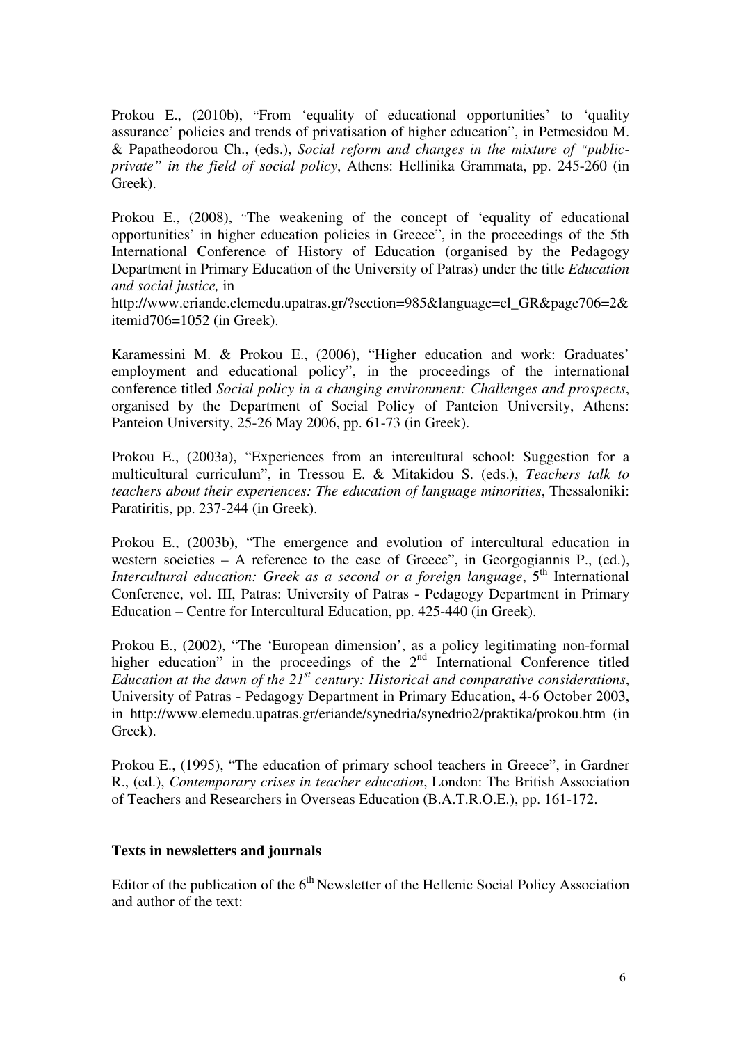Prokou E., (2010b), "From 'equality of educational opportunities' to 'quality assurance' policies and trends of privatisation of higher education", in Petmesidou M. & Papatheodorou Ch., (eds.), *Social reform and changes in the mixture of "public-private" in the field of social policy*, Athens: Hellinika Grammata, pp. 245-260 (in Greek).

Prokou E., (2008), "The weakening of the concept of 'equality of educational opportunities' in higher education policies in Greece", in the proceedings of the 5th International Conference of History of Education (organised by the Pedagogy Department in Primary Education of the University of Patras) under the title *Education and social justice,* in http://www.eriande.elemedu.upatras.gr/?section=985&language=el_GR&page706=2&itemid706=1052 (in Greek).

Karamessini M. & Prokou E., (2006), "Higher education and work: Graduates' employment and educational policy", in the proceedings of the international conference titled *Social policy in a changing environment: Challenges and prospects*, organised by the Department of Social Policy of Panteion University, Athens: Panteion University, 25-26 May 2006, pp. 61-73 (in Greek).

Prokou E., (2003a), "Experiences from an intercultural school: Suggestion for a multicultural curriculum", in Tressou E. & Mitakidou S. (eds.), *Teachers talk to teachers about their experiences: The education of language minorities*, Thessaloniki: Paratiritis, pp. 237-244 (in Greek).

Prokou E., (2003b), "The emergence and evolution of intercultural education in western societies – A reference to the case of Greece", in Georgogiannis P., (ed.), *Intercultural education: Greek as a second or a foreign language*, 5th International Conference, vol. III, Patras: University of Patras - Pedagogy Department in Primary Education – Centre for Intercultural Education, pp. 425-440 (in Greek).

Prokou E., (2002), "The 'European dimension', as a policy legitimating non-formal higher education" in the proceedings of the 2nd International Conference titled *Education at the dawn of the 21st century: Historical and comparative considerations*, University of Patras - Pedagogy Department in Primary Education, 4-6 October 2003, in http://www.elemedu.upatras.gr/eriande/synedria/synedrio2/praktika/prokou.htm (in Greek).

Prokou E., (1995), "The education of primary school teachers in Greece", in Gardner R., (ed.), *Contemporary crises in teacher education*, London: The British Association of Teachers and Researchers in Overseas Education (B.A.T.R.O.E.), pp. 161-172.

**Texts in newsletters and journals**

Editor of the publication of the 6th Newsletter of the Hellenic Social Policy Association and author of the text: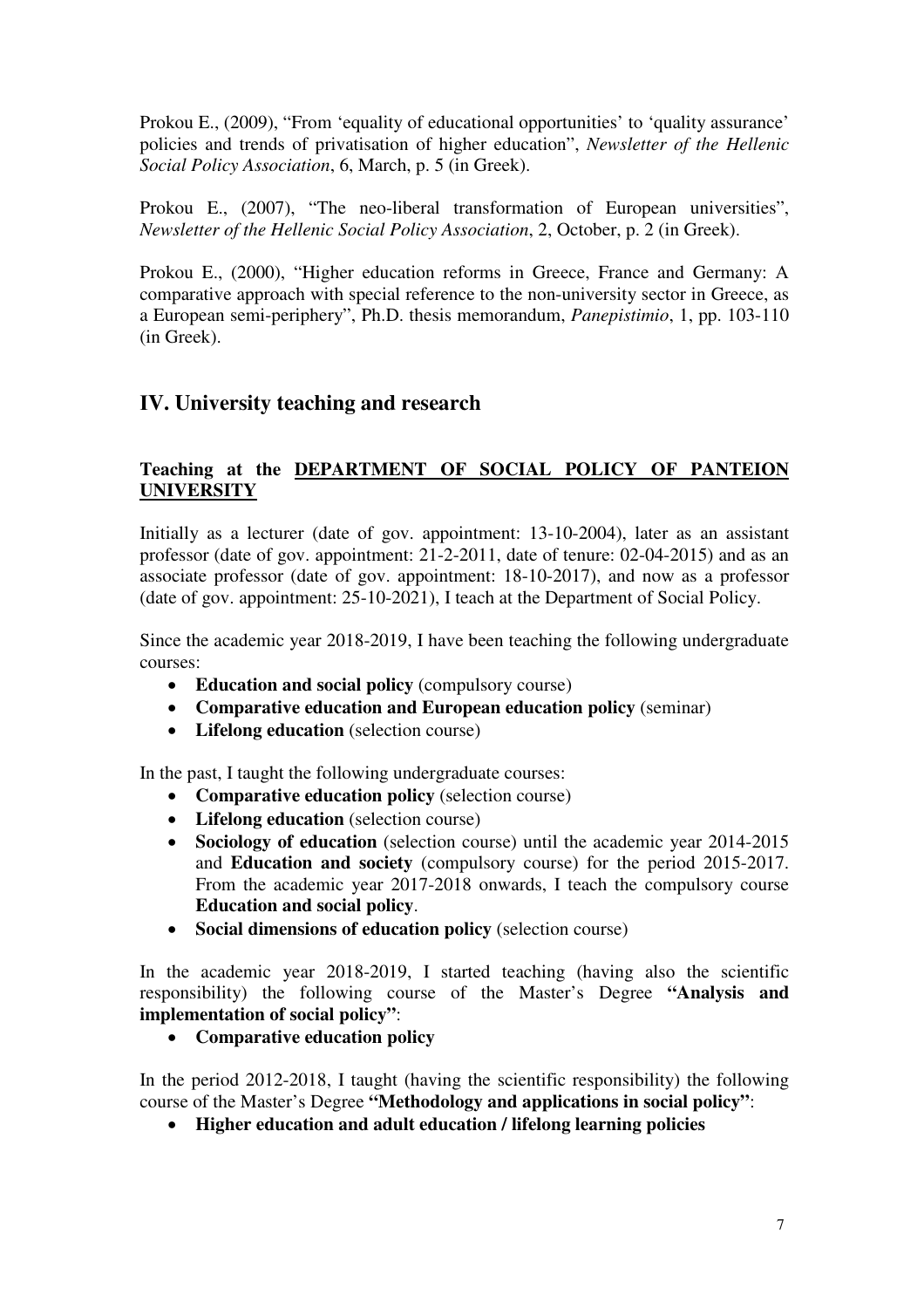Prokou E., (2009), "From 'equality of educational opportunities' to 'quality assurance' policies and trends of privatisation of higher education", *Newsletter of the Hellenic Social Policy Association*, 6, March, p. 5 (in Greek).

Prokou E., (2007), "The neo-liberal transformation of European universities", *Newsletter of the Hellenic Social Policy Association*, 2, October, p. 2 (in Greek).

Prokou E., (2000), "Higher education reforms in Greece, France and Germany: A comparative approach with special reference to the non-university sector in Greece, as a European semi-periphery", Ph.D. thesis memorandum, *Panepistimio*, 1, pp. 103-110 (in Greek).

## IV. University teaching and research

### Teaching at the <u>DEPARTMENT OF SOCIAL POLICY OF PANTEION UNIVERSITY</u>

Initially as a lecturer (date of gov. appointment: 13-10-2004), later as an assistant professor (date of gov. appointment: 21-2-2011, date of tenure: 02-04-2015) and as an associate professor (date of gov. appointment: 18-10-2017), and now as a professor (date of gov. appointment: 25-10-2021), I teach at the Department of Social Policy.

Since the academic year 2018-2019, I have been teaching the following undergraduate courses:

- **Education and social policy** (compulsory course)
- **Comparative education and European education policy** (seminar)
- **Lifelong education** (selection course)

In the past, I taught the following undergraduate courses:

- **Comparative education policy** (selection course)
- **Lifelong education** (selection course)
- **Sociology of education** (selection course) until the academic year 2014-2015 and **Education and society** (compulsory course) for the period 2015-2017. From the academic year 2017-2018 onwards, I teach the compulsory course **Education and social policy**.
- **Social dimensions of education policy** (selection course)

In the academic year 2018-2019, I started teaching (having also the scientific responsibility) the following course of the Master's Degree **"Analysis and implementation of social policy"**:

- **Comparative education policy**

In the period 2012-2018, I taught (having the scientific responsibility) the following course of the Master's Degree **"Methodology and applications in social policy"**:

- **Higher education and adult education / lifelong learning policies**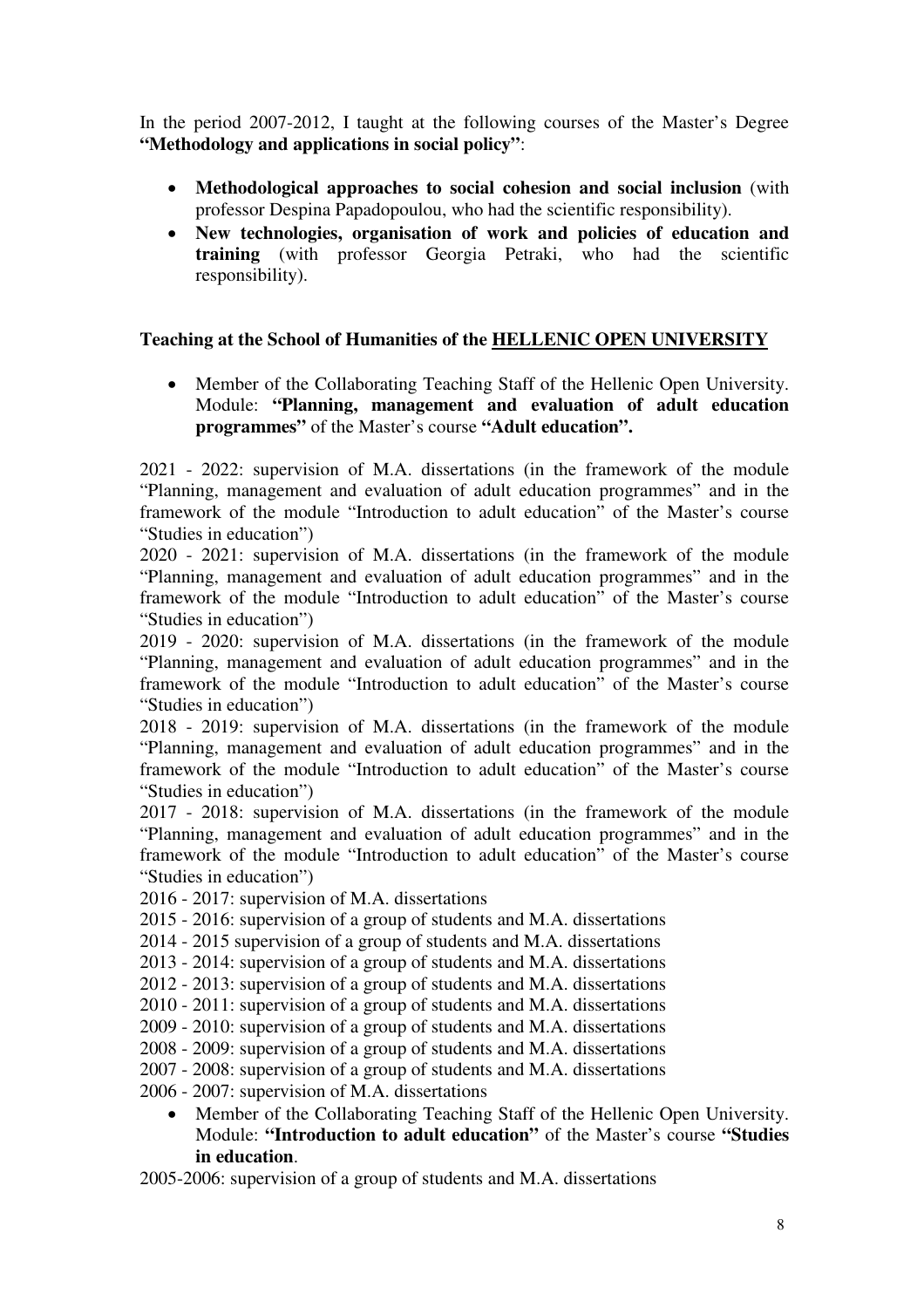In the period 2007-2012, I taught at the following courses of the Master's Degree **"Methodology and applications in social policy"**:

- **Methodological approaches to social cohesion and social inclusion** (with professor Despina Papadopoulou, who had the scientific responsibility).
- **New technologies, organisation of work and policies of education and training** (with professor Georgia Petraki, who had the scientific responsibility).

**Teaching at the School of Humanities of the HELLENIC OPEN UNIVERSITY**

- Member of the Collaborating Teaching Staff of the Hellenic Open University. Module: **"Planning, management and evaluation of adult education programmes"** of the Master's course **"Adult education".**

2021 - 2022: supervision of M.A. dissertations (in the framework of the module "Planning, management and evaluation of adult education programmes" and in the framework of the module "Introduction to adult education" of the Master's course "Studies in education")

2020 - 2021: supervision of M.A. dissertations (in the framework of the module "Planning, management and evaluation of adult education programmes" and in the framework of the module "Introduction to adult education" of the Master's course "Studies in education")

2019 - 2020: supervision of M.A. dissertations (in the framework of the module "Planning, management and evaluation of adult education programmes" and in the framework of the module "Introduction to adult education" of the Master's course "Studies in education")

2018 - 2019: supervision of M.A. dissertations (in the framework of the module "Planning, management and evaluation of adult education programmes" and in the framework of the module "Introduction to adult education" of the Master's course "Studies in education")

2017 - 2018: supervision of M.A. dissertations (in the framework of the module "Planning, management and evaluation of adult education programmes" and in the framework of the module "Introduction to adult education" of the Master's course "Studies in education")

2016 - 2017: supervision of M.A. dissertations
2015 - 2016: supervision of a group of students and M.A. dissertations
2014 - 2015 supervision of a group of students and M.A. dissertations
2013 - 2014: supervision of a group of students and M.A. dissertations
2012 - 2013: supervision of a group of students and M.A. dissertations
2010 - 2011: supervision of a group of students and M.A. dissertations
2009 - 2010: supervision of a group of students and M.A. dissertations
2008 - 2009: supervision of a group of students and M.A. dissertations
2007 - 2008: supervision of a group of students and M.A. dissertations
2006 - 2007: supervision of M.A. dissertations

- Member of the Collaborating Teaching Staff of the Hellenic Open University. Module: **"Introduction to adult education"** of the Master's course **"Studies in education**.

2005-2006: supervision of a group of students and M.A. dissertations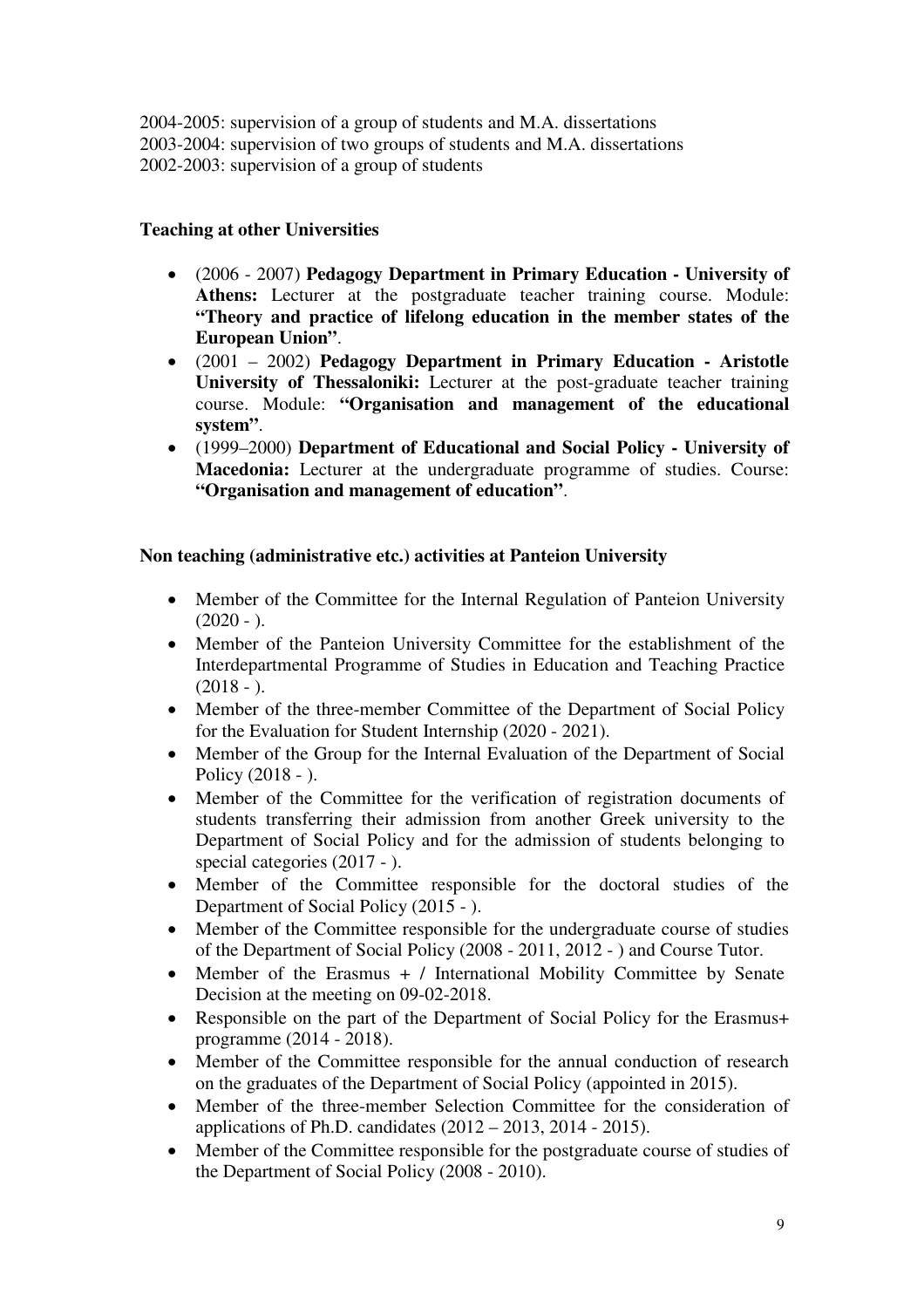2004-2005: supervision of a group of students and M.A. dissertations
2003-2004: supervision of two groups of students and M.A. dissertations
2002-2003: supervision of a group of students

**Teaching at other Universities**

- (2006 - 2007) **Pedagogy Department in Primary Education - University of Athens:** Lecturer at the postgraduate teacher training course. Module: **"Theory and practice of lifelong education in the member states of the European Union"**.
- (2001 – 2002) **Pedagogy Department in Primary Education - Aristotle University of Thessaloniki:** Lecturer at the post-graduate teacher training course. Module: **"Organisation and management of the educational system"**.
- (1999–2000) **Department of Educational and Social Policy - University of Macedonia:** Lecturer at the undergraduate programme of studies. Course: **"Organisation and management of education"**.

**Non teaching (administrative etc.) activities at Panteion University**

- Member of the Committee for the Internal Regulation of Panteion University (2020 - ).
- Member of the Panteion University Committee for the establishment of the Interdepartmental Programme of Studies in Education and Teaching Practice (2018 - ).
- Member of the three-member Committee of the Department of Social Policy for the Evaluation for Student Internship (2020 - 2021).
- Member of the Group for the Internal Evaluation of the Department of Social Policy (2018 - ).
- Member of the Committee for the verification of registration documents of students transferring their admission from another Greek university to the Department of Social Policy and for the admission of students belonging to special categories (2017 - ).
- Member of the Committee responsible for the doctoral studies of the Department of Social Policy (2015 - ).
- Member of the Committee responsible for the undergraduate course of studies of the Department of Social Policy (2008 - 2011, 2012 - ) and Course Tutor.
- Member of the Erasmus + / International Mobility Committee by Senate Decision at the meeting on 09-02-2018.
- Responsible on the part of the Department of Social Policy for the Erasmus+ programme (2014 - 2018).
- Member of the Committee responsible for the annual conduction of research on the graduates of the Department of Social Policy (appointed in 2015).
- Member of the three-member Selection Committee for the consideration of applications of Ph.D. candidates (2012 – 2013, 2014 - 2015).
- Member of the Committee responsible for the postgraduate course of studies of the Department of Social Policy (2008 - 2010).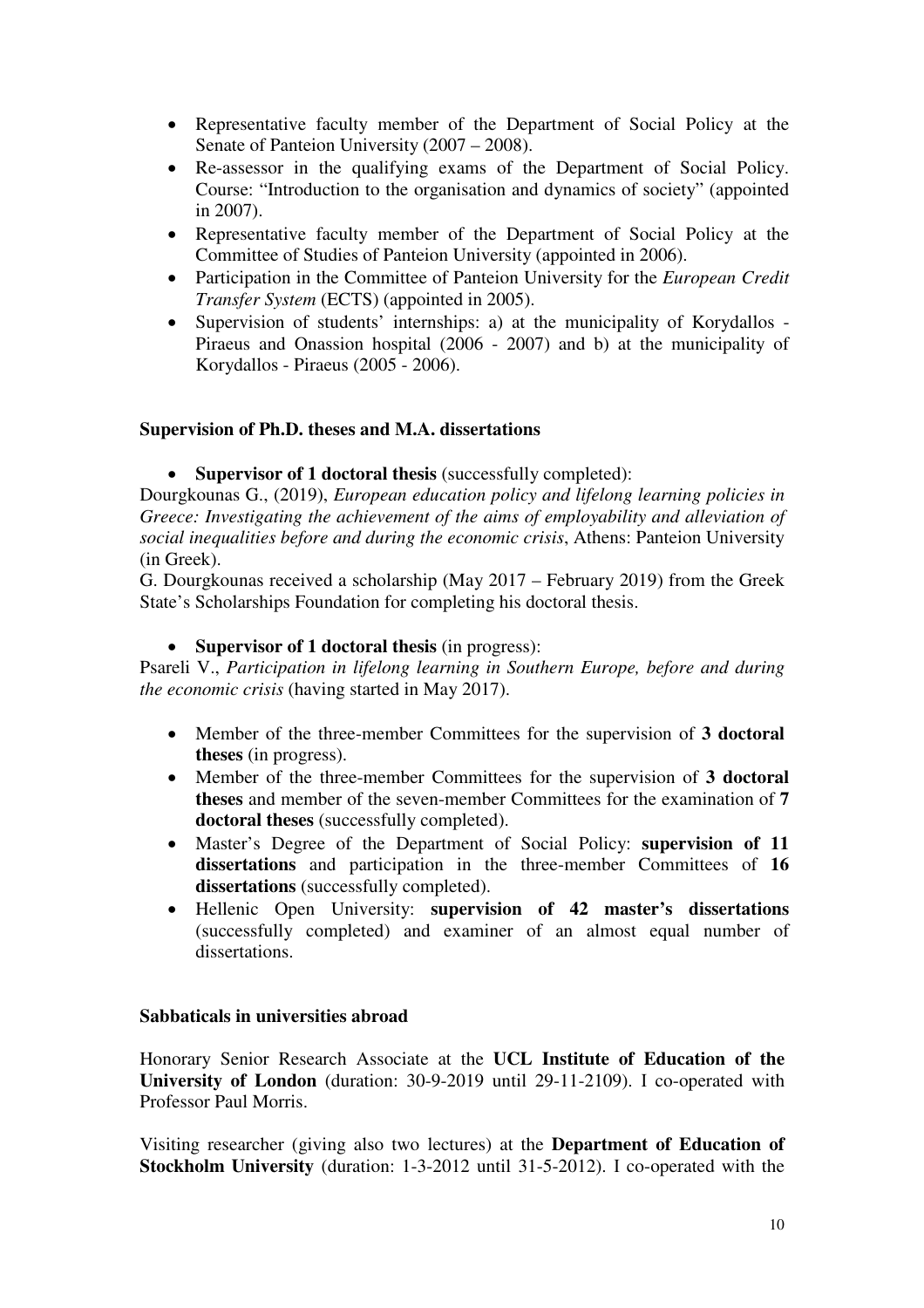- Representative faculty member of the Department of Social Policy at the Senate of Panteion University (2007 – 2008).
- Re-assessor in the qualifying exams of the Department of Social Policy. Course: "Introduction to the organisation and dynamics of society" (appointed in 2007).
- Representative faculty member of the Department of Social Policy at the Committee of Studies of Panteion University (appointed in 2006).
- Participation in the Committee of Panteion University for the *European Credit Transfer System* (ECTS) (appointed in 2005).
- Supervision of students' internships: a) at the municipality of Korydallos - Piraeus and Onassion hospital (2006 - 2007) and b) at the municipality of Korydallos - Piraeus (2005 - 2006).

**Supervision of Ph.D. theses and M.A. dissertations**

- **Supervisor of 1 doctoral thesis** (successfully completed):

Dourgkounas G., (2019), *European education policy and lifelong learning policies in Greece: Investigating the achievement of the aims of employability and alleviation of social inequalities before and during the economic crisis*, Athens: Panteion University (in Greek).

G. Dourgkounas received a scholarship (May 2017 – February 2019) from the Greek State's Scholarships Foundation for completing his doctoral thesis.

- **Supervisor of 1 doctoral thesis** (in progress):

Psareli V., *Participation in lifelong learning in Southern Europe, before and during the economic crisis* (having started in May 2017).

- Member of the three-member Committees for the supervision of **3 doctoral theses** (in progress).
- Member of the three-member Committees for the supervision of **3 doctoral theses** and member of the seven-member Committees for the examination of **7 doctoral theses** (successfully completed).
- Master's Degree of the Department of Social Policy: **supervision of 11 dissertations** and participation in the three-member Committees of **16 dissertations** (successfully completed).
- Hellenic Open University: **supervision of 42 master's dissertations** (successfully completed) and examiner of an almost equal number of dissertations.

**Sabbaticals in universities abroad**

Honorary Senior Research Associate at the **UCL Institute of Education of the University of London** (duration: 30-9-2019 until 29-11-2109). I co-operated with Professor Paul Morris.

Visiting researcher (giving also two lectures) at the **Department of Education of Stockholm University** (duration: 1-3-2012 until 31-5-2012). I co-operated with the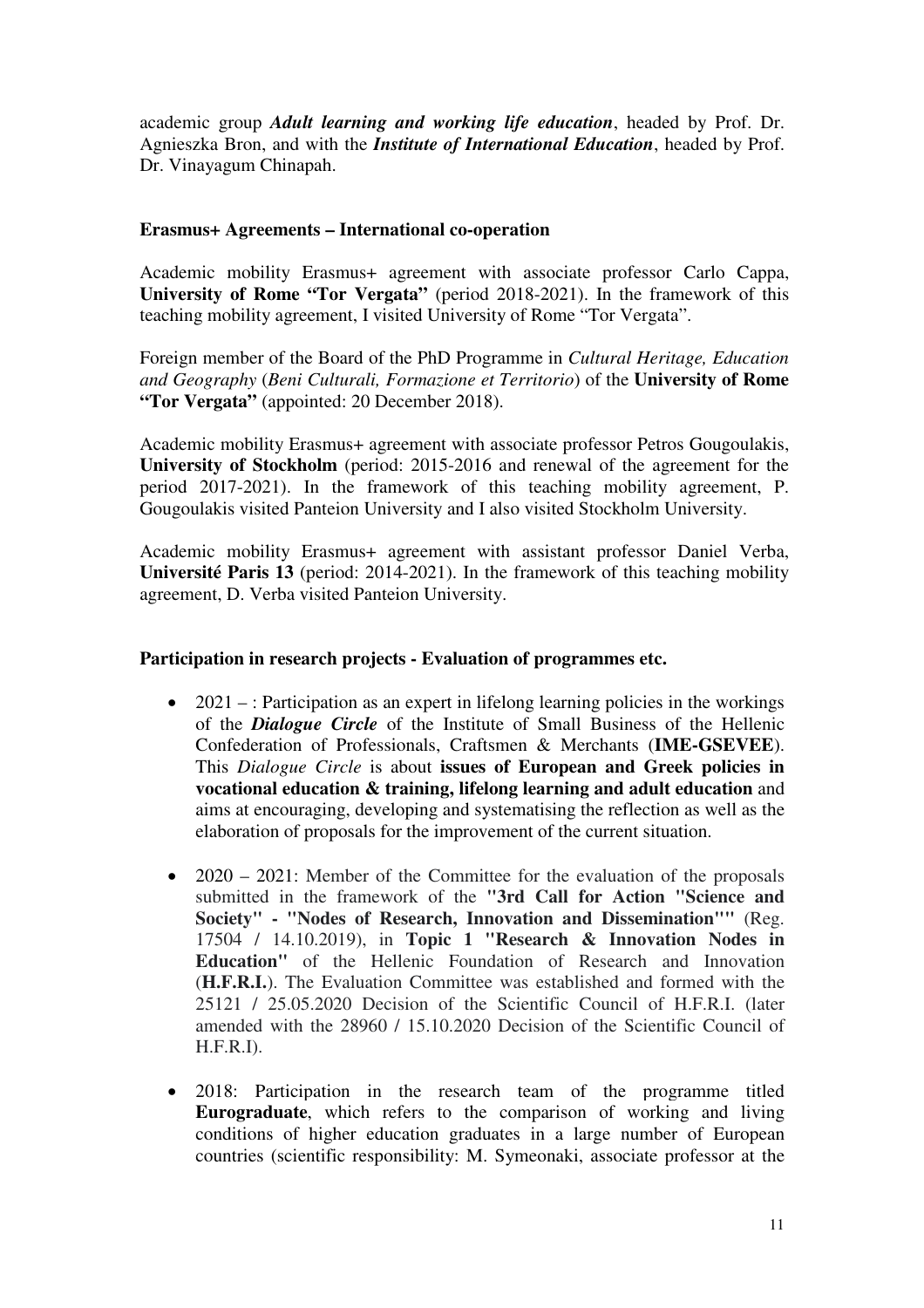academic group ***Adult learning and working life education***, headed by Prof. Dr. Agnieszka Bron, and with the ***Institute of International Education***, headed by Prof. Dr. Vinayagum Chinapah.

**Erasmus+ Agreements – International co-operation**

Academic mobility Erasmus+ agreement with associate professor Carlo Cappa, **University of Rome "Tor Vergata"** (period 2018-2021). In the framework of this teaching mobility agreement, I visited University of Rome "Tor Vergata".

Foreign member of the Board of the PhD Programme in *Cultural Heritage, Education and Geography* (*Beni Culturali, Formazione et Territorio*) of the **University of Rome "Tor Vergata"** (appointed: 20 December 2018).

Academic mobility Erasmus+ agreement with associate professor Petros Gougoulakis, **University of Stockholm** (period: 2015-2016 and renewal of the agreement for the period 2017-2021). In the framework of this teaching mobility agreement, P. Gougoulakis visited Panteion University and I also visited Stockholm University.

Academic mobility Erasmus+ agreement with assistant professor Daniel Verba, **Université Paris 13** (period: 2014-2021). In the framework of this teaching mobility agreement, D. Verba visited Panteion University.

**Participation in research projects - Evaluation of programmes etc.**

- 2021 – : Participation as an expert in lifelong learning policies in the workings of the ***Dialogue Circle*** of the Institute of Small Business of the Hellenic Confederation of Professionals, Craftsmen & Merchants (**IME-GSEVEE**). This *Dialogue Circle* is about **issues of European and Greek policies in vocational education & training, lifelong learning and adult education** and aims at encouraging, developing and systematising the reflection as well as the elaboration of proposals for the improvement of the current situation.

- 2020 – 2021: Member of the Committee for the evaluation of the proposals submitted in the framework of the **"3rd Call for Action "Science and Society" - "Nodes of Research, Innovation and Dissemination""** (Reg. 17504 / 14.10.2019), in **Topic 1 "Research & Innovation Nodes in Education"** of the Hellenic Foundation of Research and Innovation (**H.F.R.I.**). The Evaluation Committee was established and formed with the 25121 / 25.05.2020 Decision of the Scientific Council of H.F.R.I. (later amended with the 28960 / 15.10.2020 Decision of the Scientific Council of H.F.R.I).

- 2018: Participation in the research team of the programme titled **Eurograduate**, which refers to the comparison of working and living conditions of higher education graduates in a large number of European countries (scientific responsibility: M. Symeonaki, associate professor at the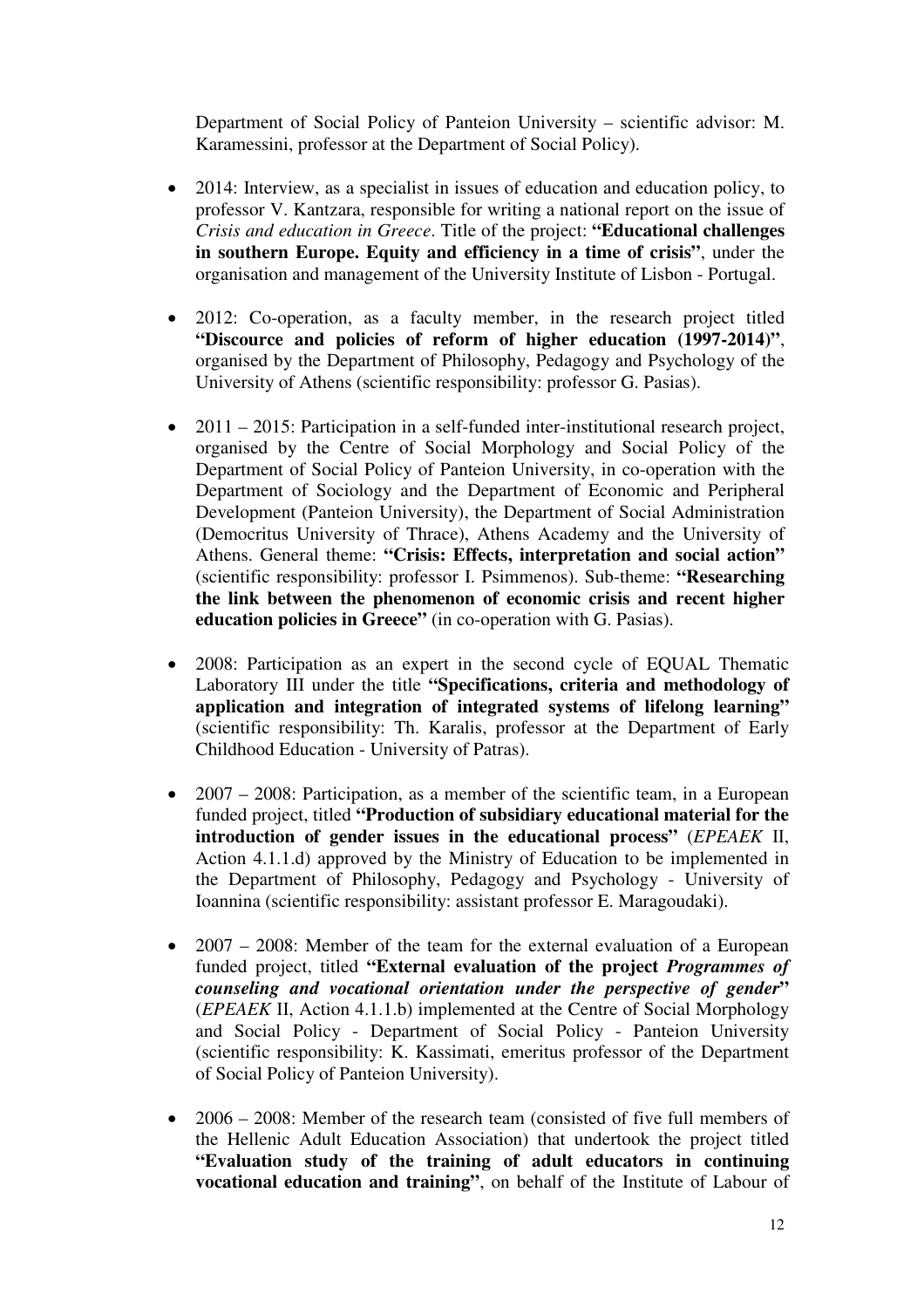Department of Social Policy of Panteion University – scientific advisor: M. Karamessini, professor at the Department of Social Policy).

- 2014: Interview, as a specialist in issues of education and education policy, to professor V. Kantzara, responsible for writing a national report on the issue of *Crisis and education in Greece*. Title of the project: **"Educational challenges in southern Europe. Equity and efficiency in a time of crisis"**, under the organisation and management of the University Institute of Lisbon - Portugal.

- 2012: Co-operation, as a faculty member, in the research project titled **"Discource and policies of reform of higher education (1997-2014)"**, organised by the Department of Philosophy, Pedagogy and Psychology of the University of Athens (scientific responsibility: professor G. Pasias).

- 2011 – 2015: Participation in a self-funded inter-institutional research project, organised by the Centre of Social Morphology and Social Policy of the Department of Social Policy of Panteion University, in co-operation with the Department of Sociology and the Department of Economic and Peripheral Development (Panteion University), the Department of Social Administration (Democritus University of Thrace), Athens Academy and the University of Athens. General theme: **"Crisis: Effects, interpretation and social action"** (scientific responsibility: professor I. Psimmenos). Sub-theme: **"Researching the link between the phenomenon of economic crisis and recent higher education policies in Greece"** (in co-operation with G. Pasias).

- 2008: Participation as an expert in the second cycle of EQUAL Thematic Laboratory III under the title **"Specifications, criteria and methodology of application and integration of integrated systems of lifelong learning"** (scientific responsibility: Th. Karalis, professor at the Department of Early Childhood Education - University of Patras).

- 2007 – 2008: Participation, as a member of the scientific team, in a European funded project, titled **"Production of subsidiary educational material for the introduction of gender issues in the educational process"** (*EPEAEK* II, Action 4.1.1.d) approved by the Ministry of Education to be implemented in the Department of Philosophy, Pedagogy and Psychology - University of Ioannina (scientific responsibility: assistant professor E. Maragoudaki).

- 2007 – 2008: Member of the team for the external evaluation of a European funded project, titled **"External evaluation of the project *Programmes of counseling and vocational orientation under the perspective of gender*"** (*EPEAEK* II, Action 4.1.1.b) implemented at the Centre of Social Morphology and Social Policy - Department of Social Policy - Panteion University (scientific responsibility: K. Kassimati, emeritus professor of the Department of Social Policy of Panteion University).

- 2006 – 2008: Member of the research team (consisted of five full members of the Hellenic Adult Education Association) that undertook the project titled **"Evaluation study of the training of adult educators in continuing vocational education and training"**, on behalf of the Institute of Labour of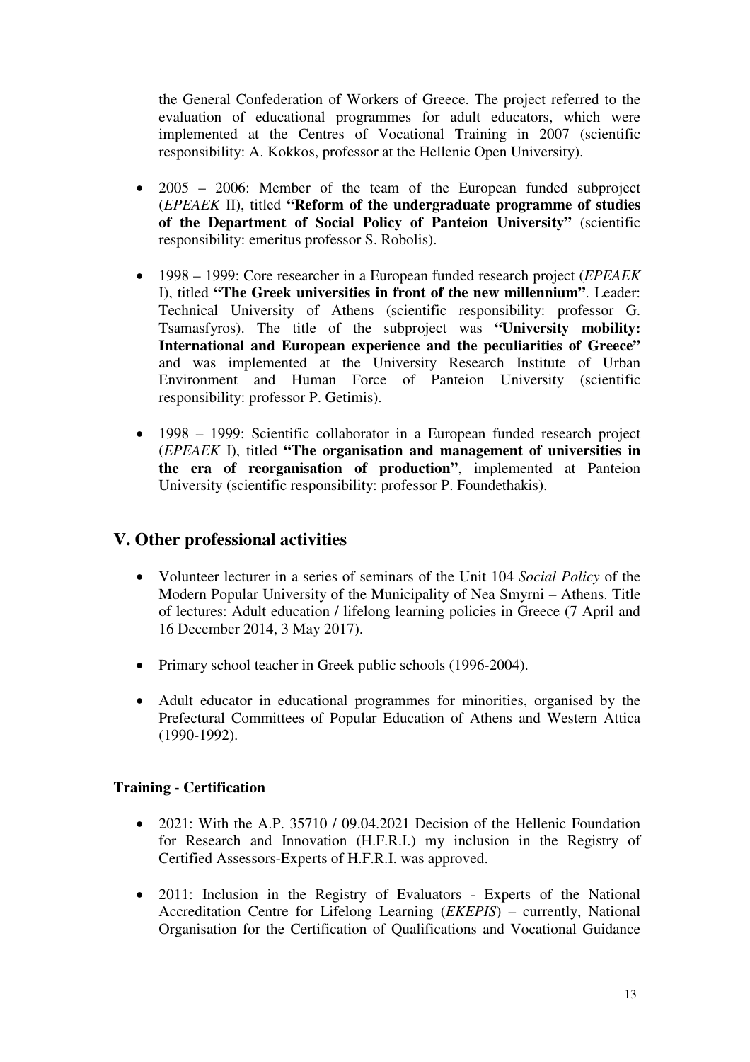the General Confederation of Workers of Greece. The project referred to the evaluation of educational programmes for adult educators, which were implemented at the Centres of Vocational Training in 2007 (scientific responsibility: A. Kokkos, professor at the Hellenic Open University).

- 2005 – 2006: Member of the team of the European funded subproject (*EPEAEK* II), titled **"Reform of the undergraduate programme of studies of the Department of Social Policy of Panteion University"** (scientific responsibility: emeritus professor S. Robolis).

- 1998 – 1999: Core researcher in a European funded research project (*EPEAEK* I), titled **"The Greek universities in front of the new millennium"**. Leader: Technical University of Athens (scientific responsibility: professor G. Tsamasfyros). The title of the subproject was **"University mobility: International and European experience and the peculiarities of Greece"** and was implemented at the University Research Institute of Urban Environment and Human Force of Panteion University (scientific responsibility: professor P. Getimis).

- 1998 – 1999: Scientific collaborator in a European funded research project (*EPEAEK* I), titled **"The organisation and management of universities in the era of reorganisation of production"**, implemented at Panteion University (scientific responsibility: professor P. Foundethakis).

## V. Other professional activities

- Volunteer lecturer in a series of seminars of the Unit 104 *Social Policy* of the Modern Popular University of the Municipality of Nea Smyrni – Athens. Title of lectures: Adult education / lifelong learning policies in Greece (7 April and 16 December 2014, 3 May 2017).

- Primary school teacher in Greek public schools (1996-2004).

- Adult educator in educational programmes for minorities, organised by the Prefectural Committees of Popular Education of Athens and Western Attica (1990-1992).

**Training - Certification**

- 2021: With the A.P. 35710 / 09.04.2021 Decision of the Hellenic Foundation for Research and Innovation (H.F.R.I.) my inclusion in the Registry of Certified Assessors-Experts of H.F.R.I. was approved.

- 2011: Inclusion in the Registry of Evaluators - Experts of the National Accreditation Centre for Lifelong Learning (*EKEPIS*) – currently, National Organisation for the Certification of Qualifications and Vocational Guidance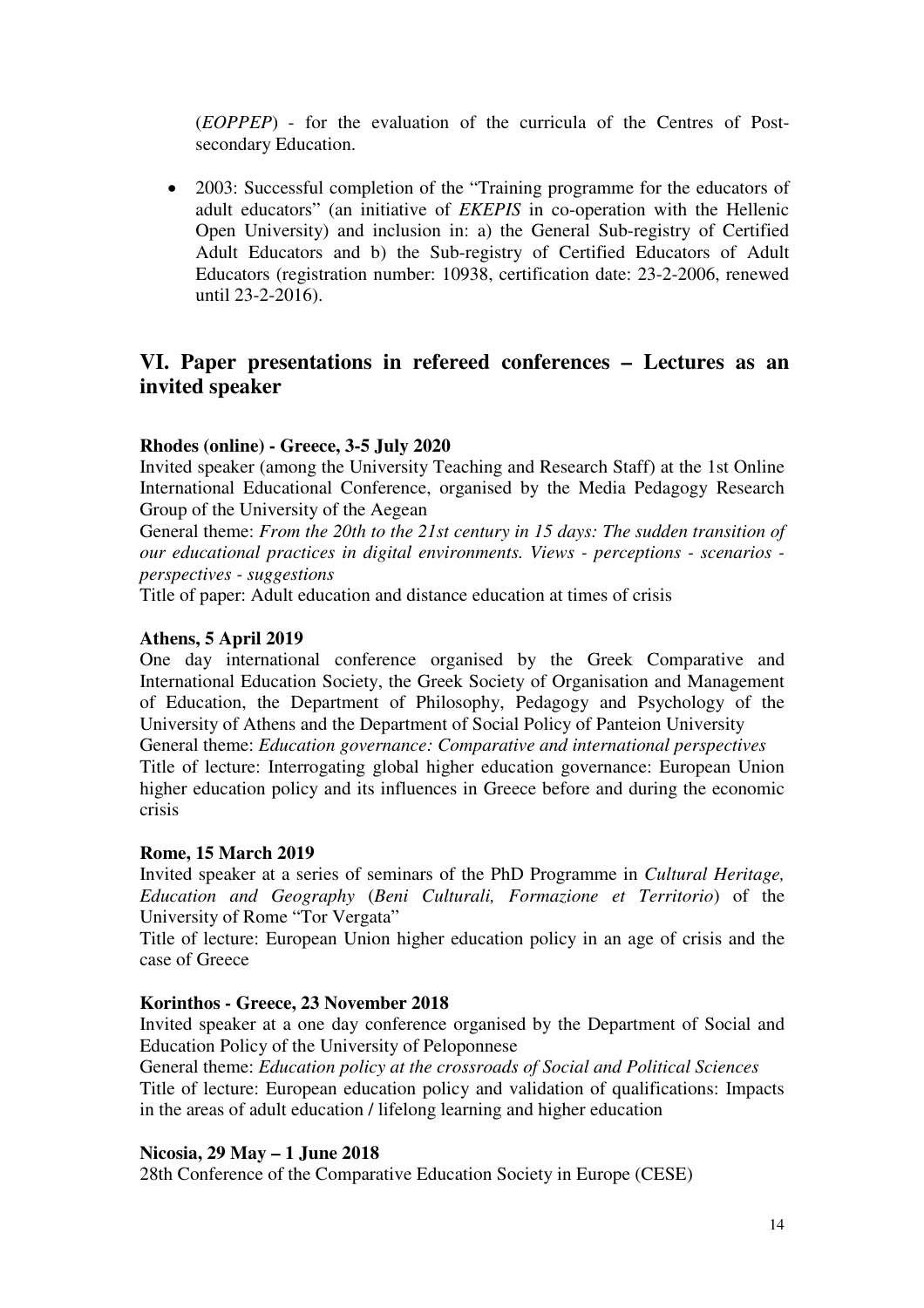(*EOPPEP*) - for the evaluation of the curricula of the Centres of Post-secondary Education.

- 2003: Successful completion of the "Training programme for the educators of adult educators" (an initiative of *EKEPIS* in co-operation with the Hellenic Open University) and inclusion in: a) the General Sub-registry of Certified Adult Educators and b) the Sub-registry of Certified Educators of Adult Educators (registration number: 10938, certification date: 23-2-2006, renewed until 23-2-2016).

## VI. Paper presentations in refereed conferences – Lectures as an invited speaker

**Rhodes (online) - Greece, 3-5 July 2020**
Invited speaker (among the University Teaching and Research Staff) at the 1st Online International Educational Conference, organised by the Media Pedagogy Research Group of the University of the Aegean
General theme: *From the 20th to the 21st century in 15 days: The sudden transition of our educational practices in digital environments. Views - perceptions - scenarios - perspectives - suggestions*
Title of paper: Adult education and distance education at times of crisis

**Athens, 5 April 2019**
One day international conference organised by the Greek Comparative and International Education Society, the Greek Society of Organisation and Management of Education, the Department of Philosophy, Pedagogy and Psychology of the University of Athens and the Department of Social Policy of Panteion University
General theme: *Education governance: Comparative and international perspectives*
Title of lecture: Interrogating global higher education governance: European Union higher education policy and its influences in Greece before and during the economic crisis

**Rome, 15 March 2019**
Invited speaker at a series of seminars of the PhD Programme in *Cultural Heritage, Education and Geography* (*Beni Culturali, Formazione et Territorio*) of the University of Rome "Tor Vergata"
Title of lecture: European Union higher education policy in an age of crisis and the case of Greece

**Korinthos - Greece, 23 November 2018**
Invited speaker at a one day conference organised by the Department of Social and Education Policy of the University of Peloponnese
General theme: *Education policy at the crossroads of Social and Political Sciences*
Title of lecture: European education policy and validation of qualifications: Impacts in the areas of adult education / lifelong learning and higher education

**Nicosia, 29 May – 1 June 2018**
28th Conference of the Comparative Education Society in Europe (CESE)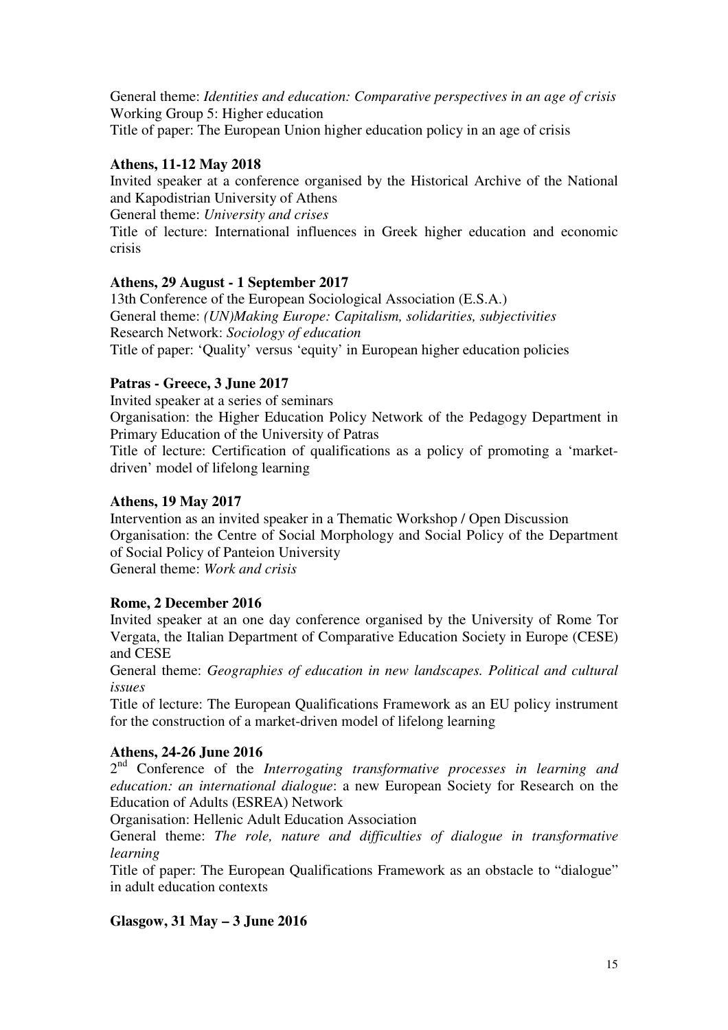General theme: *Identities and education: Comparative perspectives in an age of crisis*
Working Group 5: Higher education
Title of paper: The European Union higher education policy in an age of crisis

**Athens, 11-12 May 2018**
Invited speaker at a conference organised by the Historical Archive of the National and Kapodistrian University of Athens
General theme: *University and crises*
Title of lecture: International influences in Greek higher education and economic crisis

**Athens, 29 August - 1 September 2017**
13th Conference of the European Sociological Association (E.S.A.)
General theme: *(UN)Making Europe: Capitalism, solidarities, subjectivities*
Research Network: *Sociology of education*
Title of paper: 'Quality' versus 'equity' in European higher education policies

**Patras - Greece, 3 June 2017**
Invited speaker at a series of seminars
Organisation: the Higher Education Policy Network of the Pedagogy Department in Primary Education of the University of Patras
Title of lecture: Certification of qualifications as a policy of promoting a 'market-driven' model of lifelong learning

**Athens, 19 May 2017**
Intervention as an invited speaker in a Thematic Workshop / Open Discussion
Organisation: the Centre of Social Morphology and Social Policy of the Department of Social Policy of Panteion University
General theme: *Work and crisis*

**Rome, 2 December 2016**
Invited speaker at an one day conference organised by the University of Rome Tor Vergata, the Italian Department of Comparative Education Society in Europe (CESE) and CESE
General theme: *Geographies of education in new landscapes. Political and cultural issues*
Title of lecture: The European Qualifications Framework as an EU policy instrument for the construction of a market-driven model of lifelong learning

**Athens, 24-26 June 2016**
2nd Conference of the *Interrogating transformative processes in learning and education: an international dialogue*: a new European Society for Research on the Education of Adults (ESREA) Network
Organisation: Hellenic Adult Education Association
General theme: *The role, nature and difficulties of dialogue in transformative learning*
Title of paper: The European Qualifications Framework as an obstacle to "dialogue" in adult education contexts

**Glasgow, 31 May – 3 June 2016**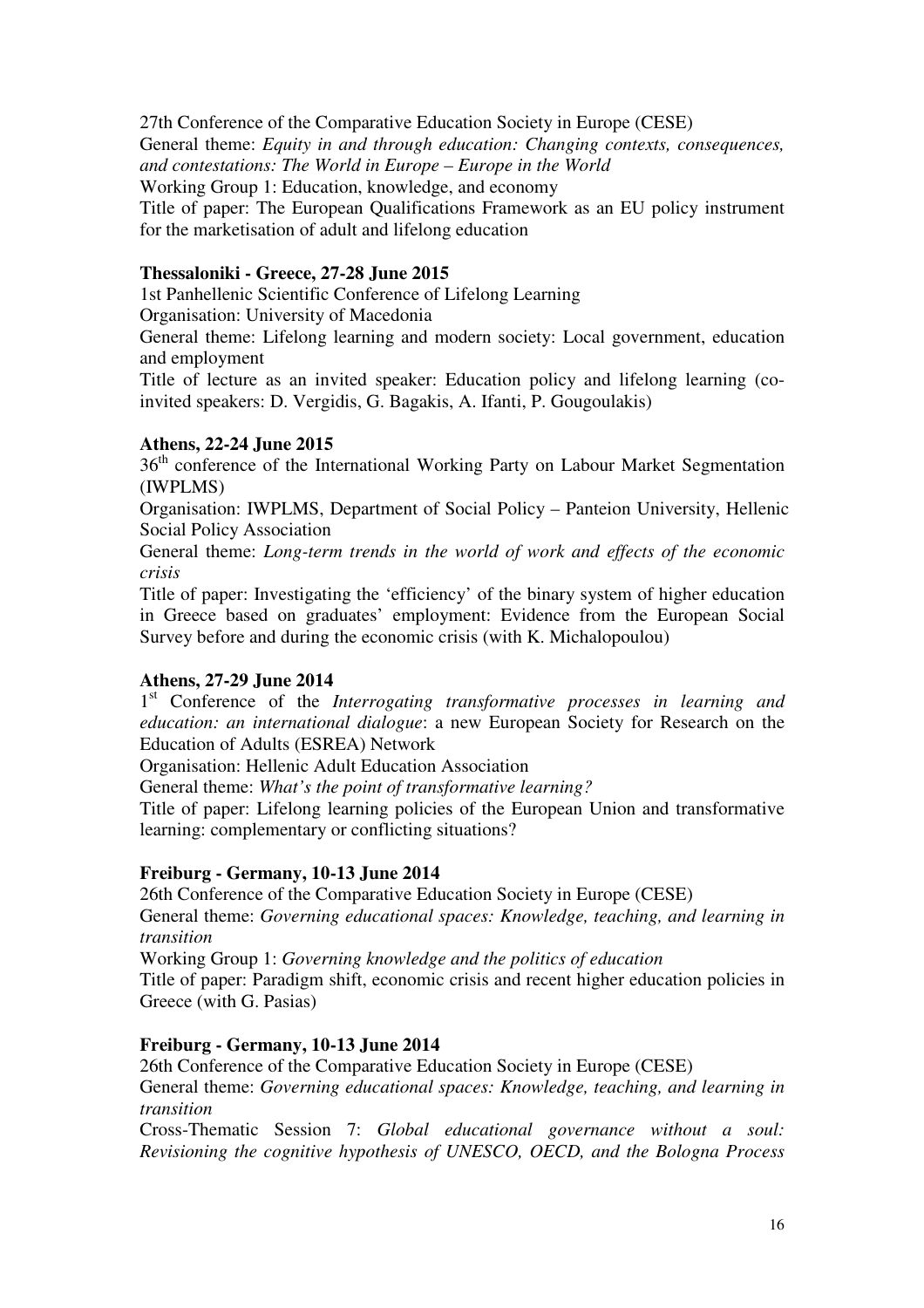27th Conference of the Comparative Education Society in Europe (CESE)
General theme: *Equity in and through education: Changing contexts, consequences, and contestations: The World in Europe – Europe in the World*
Working Group 1: Education, knowledge, and economy
Title of paper: The European Qualifications Framework as an EU policy instrument for the marketisation of adult and lifelong education

**Thessaloniki - Greece, 27-28 June 2015**
1st Panhellenic Scientific Conference of Lifelong Learning
Organisation: University of Macedonia
General theme: Lifelong learning and modern society: Local government, education and employment
Title of lecture as an invited speaker: Education policy and lifelong learning (co-invited speakers: D. Vergidis, G. Bagakis, A. Ifanti, P. Gougoulakis)

**Athens, 22-24 June 2015**
36th conference of the International Working Party on Labour Market Segmentation (IWPLMS)
Organisation: IWPLMS, Department of Social Policy – Panteion University, Hellenic Social Policy Association
General theme: *Long-term trends in the world of work and effects of the economic crisis*
Title of paper: Investigating the 'efficiency' of the binary system of higher education in Greece based on graduates' employment: Evidence from the European Social Survey before and during the economic crisis (with K. Michalopoulou)

**Athens, 27-29 June 2014**
1st Conference of the *Interrogating transformative processes in learning and education: an international dialogue*: a new European Society for Research on the Education of Adults (ESREA) Network
Organisation: Hellenic Adult Education Association
General theme: *What's the point of transformative learning?*
Title of paper: Lifelong learning policies of the European Union and transformative learning: complementary or conflicting situations?

**Freiburg - Germany, 10-13 June 2014**
26th Conference of the Comparative Education Society in Europe (CESE)
General theme: *Governing educational spaces: Knowledge, teaching, and learning in transition*
Working Group 1: *Governing knowledge and the politics of education*
Title of paper: Paradigm shift, economic crisis and recent higher education policies in Greece (with G. Pasias)

**Freiburg - Germany, 10-13 June 2014**
26th Conference of the Comparative Education Society in Europe (CESE)
General theme: *Governing educational spaces: Knowledge, teaching, and learning in transition*
Cross-Thematic Session 7: *Global educational governance without a soul: Revisioning the cognitive hypothesis of UNESCO, OECD, and the Bologna Process*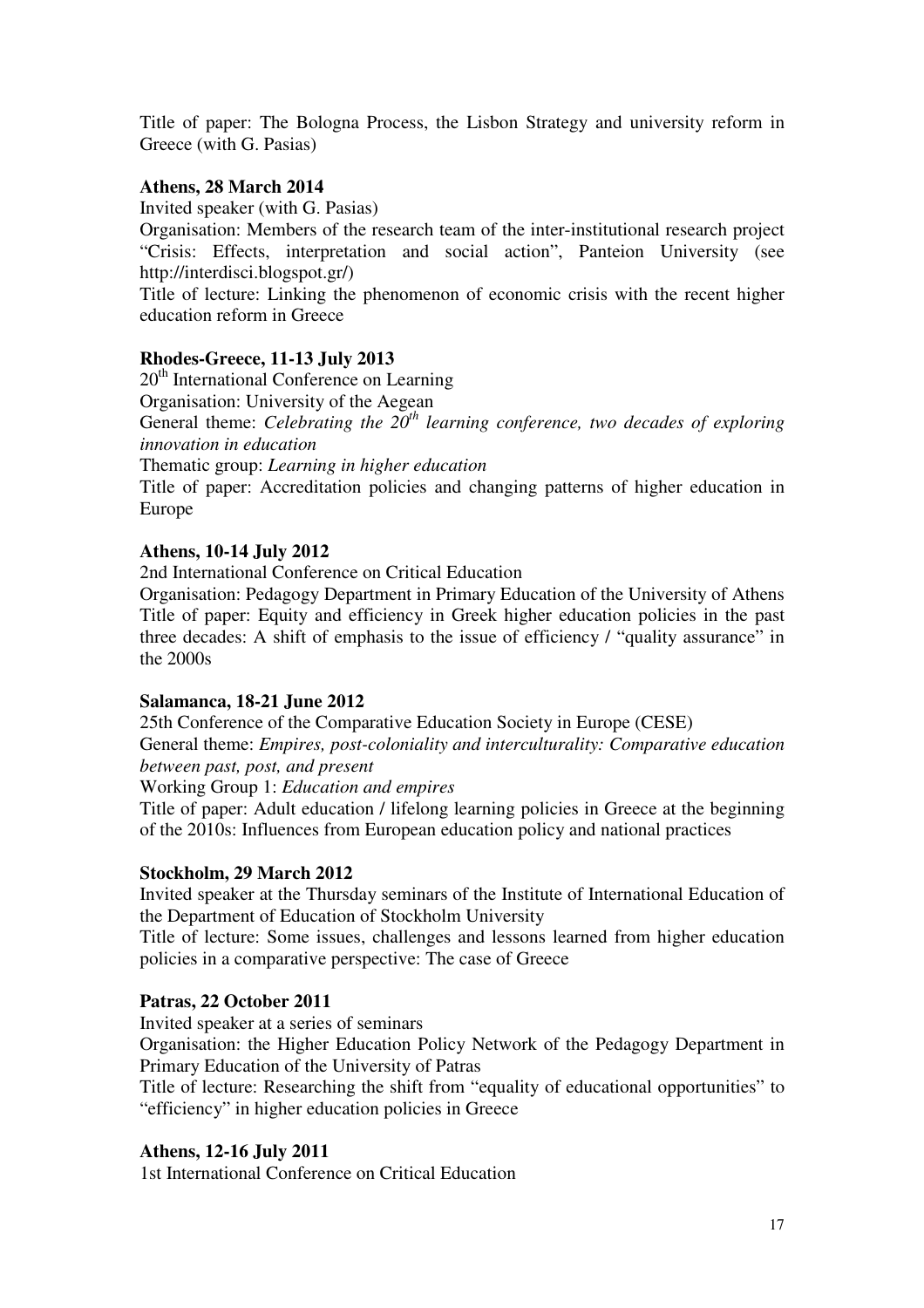Title of paper: The Bologna Process, the Lisbon Strategy and university reform in Greece (with G. Pasias)

**Athens, 28 March 2014**

Invited speaker (with G. Pasias)

Organisation: Members of the research team of the inter-institutional research project "Crisis: Effects, interpretation and social action", Panteion University (see http://interdisci.blogspot.gr/)

Title of lecture: Linking the phenomenon of economic crisis with the recent higher education reform in Greece

**Rhodes-Greece, 11-13 July 2013**

20th International Conference on Learning

Organisation: University of the Aegean

General theme: *Celebrating the 20th learning conference, two decades of exploring innovation in education*

Thematic group: *Learning in higher education*

Title of paper: Accreditation policies and changing patterns of higher education in Europe

**Athens, 10-14 July 2012**

2nd International Conference on Critical Education

Organisation: Pedagogy Department in Primary Education of the University of Athens

Title of paper: Equity and efficiency in Greek higher education policies in the past three decades: A shift of emphasis to the issue of efficiency / "quality assurance" in the 2000s

**Salamanca, 18-21 June 2012**

25th Conference of the Comparative Education Society in Europe (CESE)

General theme: *Empires, post-coloniality and interculturality: Comparative education between past, post, and present*

Working Group 1: *Education and empires*

Title of paper: Adult education / lifelong learning policies in Greece at the beginning of the 2010s: Influences from European education policy and national practices

**Stockholm, 29 March 2012**

Invited speaker at the Thursday seminars of the Institute of International Education of the Department of Education of Stockholm University

Title of lecture: Some issues, challenges and lessons learned from higher education policies in a comparative perspective: The case of Greece

**Patras, 22 October 2011**

Invited speaker at a series of seminars

Organisation: the Higher Education Policy Network of the Pedagogy Department in Primary Education of the University of Patras

Title of lecture: Researching the shift from "equality of educational opportunities" to "efficiency" in higher education policies in Greece

**Athens, 12-16 July 2011**

1st International Conference on Critical Education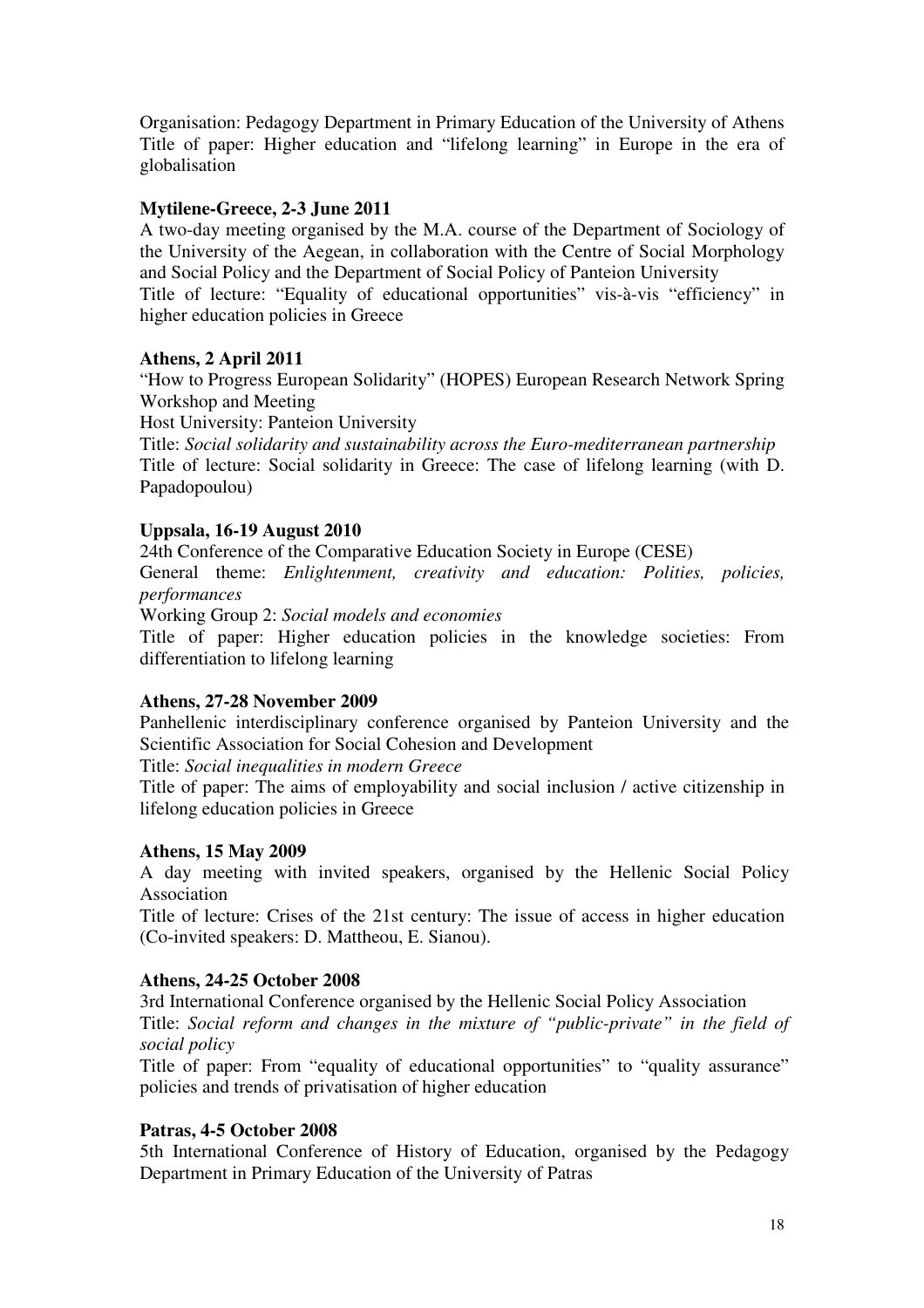Organisation: Pedagogy Department in Primary Education of the University of Athens
Title of paper: Higher education and "lifelong learning" in Europe in the era of globalisation

**Mytilene-Greece, 2-3 June 2011**
A two-day meeting organised by the M.A. course of the Department of Sociology of the University of the Aegean, in collaboration with the Centre of Social Morphology and Social Policy and the Department of Social Policy of Panteion University
Title of lecture: "Equality of educational opportunities" vis-à-vis "efficiency" in higher education policies in Greece

**Athens, 2 April 2011**
"How to Progress European Solidarity" (HOPES) European Research Network Spring Workshop and Meeting
Host University: Panteion University
Title: *Social solidarity and sustainability across the Euro-mediterranean partnership*
Title of lecture: Social solidarity in Greece: The case of lifelong learning (with D. Papadopoulou)

**Uppsala, 16-19 August 2010**
24th Conference of the Comparative Education Society in Europe (CESE)
General theme: *Enlightenment, creativity and education: Polities, policies, performances*
Working Group 2: *Social models and economies*
Title of paper: Higher education policies in the knowledge societies: From differentiation to lifelong learning

**Athens, 27-28 November 2009**
Panhellenic interdisciplinary conference organised by Panteion University and the Scientific Association for Social Cohesion and Development
Title: *Social inequalities in modern Greece*
Title of paper: The aims of employability and social inclusion / active citizenship in lifelong education policies in Greece

**Athens, 15 May 2009**
A day meeting with invited speakers, organised by the Hellenic Social Policy Association
Title of lecture: Crises of the 21st century: The issue of access in higher education (Co-invited speakers: D. Mattheou, E. Sianou).

**Athens, 24-25 October 2008**
3rd International Conference organised by the Hellenic Social Policy Association
Title: *Social reform and changes in the mixture of "public-private" in the field of social policy*
Title of paper: From "equality of educational opportunities" to "quality assurance" policies and trends of privatisation of higher education

**Patras, 4-5 October 2008**
5th International Conference of History of Education, organised by the Pedagogy Department in Primary Education of the University of Patras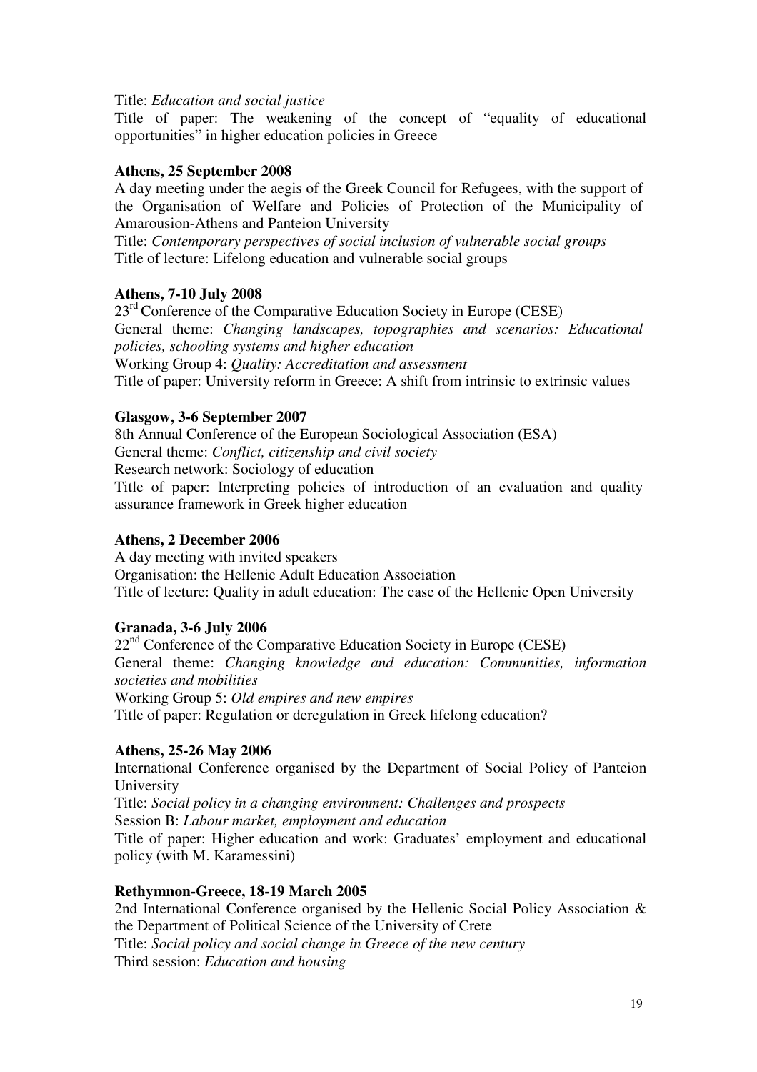Title: *Education and social justice*
Title of paper: The weakening of the concept of "equality of educational opportunities" in higher education policies in Greece

**Athens, 25 September 2008**
A day meeting under the aegis of the Greek Council for Refugees, with the support of the Organisation of Welfare and Policies of Protection of the Municipality of Amarousion-Athens and Panteion University
Title: *Contemporary perspectives of social inclusion of vulnerable social groups*
Title of lecture: Lifelong education and vulnerable social groups

**Athens, 7-10 July 2008**
23rd Conference of the Comparative Education Society in Europe (CESE)
General theme: *Changing landscapes, topographies and scenarios: Educational policies, schooling systems and higher education*
Working Group 4: *Quality: Accreditation and assessment*
Title of paper: University reform in Greece: A shift from intrinsic to extrinsic values

**Glasgow, 3-6 September 2007**
8th Annual Conference of the European Sociological Association (ESA)
General theme: *Conflict, citizenship and civil society*
Research network: Sociology of education
Title of paper: Interpreting policies of introduction of an evaluation and quality assurance framework in Greek higher education

**Athens, 2 December 2006**
A day meeting with invited speakers
Organisation: the Hellenic Adult Education Association
Title of lecture: Quality in adult education: The case of the Hellenic Open University

**Granada, 3-6 July 2006**
22nd Conference of the Comparative Education Society in Europe (CESE)
General theme: *Changing knowledge and education: Communities, information societies and mobilities*
Working Group 5: *Old empires and new empires*
Title of paper: Regulation or deregulation in Greek lifelong education?

**Athens, 25-26 May 2006**
International Conference organised by the Department of Social Policy of Panteion University
Title: *Social policy in a changing environment: Challenges and prospects*
Session B: *Labour market, employment and education*
Title of paper: Higher education and work: Graduates' employment and educational policy (with M. Karamessini)

**Rethymnon-Greece, 18-19 March 2005**
2nd International Conference organised by the Hellenic Social Policy Association & the Department of Political Science of the University of Crete
Title: *Social policy and social change in Greece of the new century*
Third session: *Education and housing*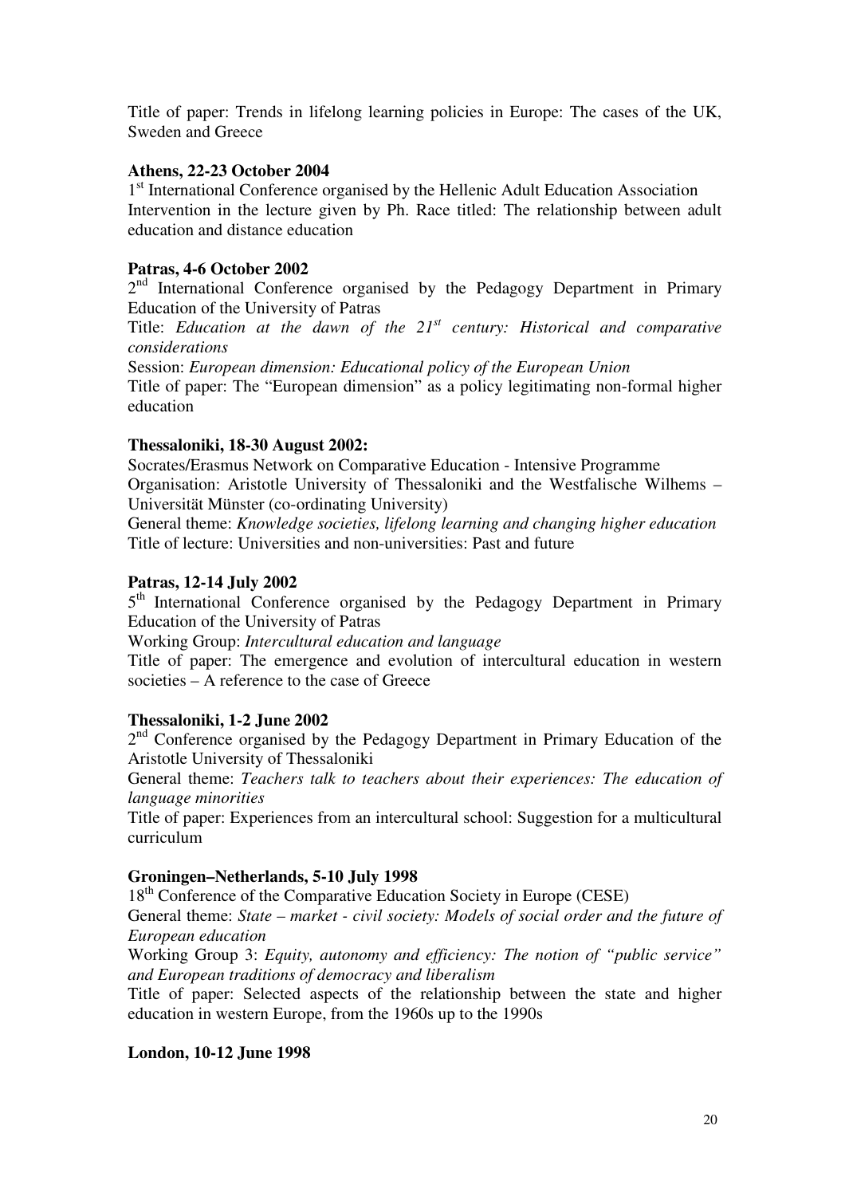Title of paper: Trends in lifelong learning policies in Europe: The cases of the UK, Sweden and Greece

**Athens, 22-23 October 2004**

1st International Conference organised by the Hellenic Adult Education Association
Intervention in the lecture given by Ph. Race titled: The relationship between adult education and distance education

**Patras, 4-6 October 2002**

2nd International Conference organised by the Pedagogy Department in Primary Education of the University of Patras

Title: *Education at the dawn of the 21st century: Historical and comparative considerations*

Session: *European dimension: Educational policy of the European Union*

Title of paper: The "European dimension" as a policy legitimating non-formal higher education

**Thessaloniki, 18-30 August 2002:**

Socrates/Erasmus Network on Comparative Education - Intensive Programme
Organisation: Aristotle University of Thessaloniki and the Westfalische Wilhems – Universität Münster (co-ordinating University)

General theme: *Knowledge societies, lifelong learning and changing higher education*

Title of lecture: Universities and non-universities: Past and future

**Patras, 12-14 July 2002**

5th International Conference organised by the Pedagogy Department in Primary Education of the University of Patras

Working Group: *Intercultural education and language*

Title of paper: The emergence and evolution of intercultural education in western societies – A reference to the case of Greece

**Thessaloniki, 1-2 June 2002**

2nd Conference organised by the Pedagogy Department in Primary Education of the Aristotle University of Thessaloniki

General theme: *Teachers talk to teachers about their experiences: The education of language minorities*

Title of paper: Experiences from an intercultural school: Suggestion for a multicultural curriculum

**Groningen–Netherlands, 5-10 July 1998**

18th Conference of the Comparative Education Society in Europe (CESE)

General theme: *State – market - civil society: Models of social order and the future of European education*

Working Group 3: *Equity, autonomy and efficiency: The notion of "public service" and European traditions of democracy and liberalism*

Title of paper: Selected aspects of the relationship between the state and higher education in western Europe, from the 1960s up to the 1990s

**London, 10-12 June 1998**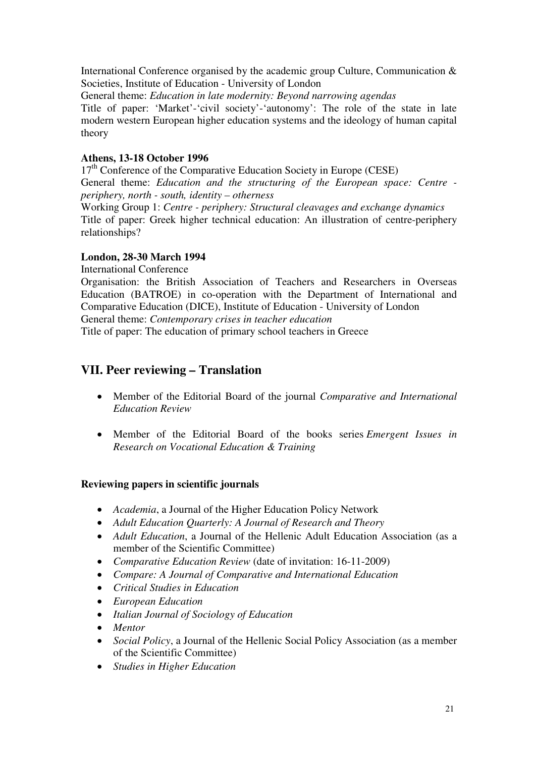International Conference organised by the academic group Culture, Communication & Societies, Institute of Education - University of London

General theme: *Education in late modernity: Beyond narrowing agendas*

Title of paper: 'Market'-'civil society'-'autonomy': The role of the state in late modern western European higher education systems and the ideology of human capital theory

**Athens, 13-18 October 1996**

17th Conference of the Comparative Education Society in Europe (CESE)

General theme: *Education and the structuring of the European space: Centre - periphery, north - south, identity – otherness*

Working Group 1: *Centre - periphery: Structural cleavages and exchange dynamics*

Title of paper: Greek higher technical education: An illustration of centre-periphery relationships?

**London, 28-30 March 1994**

International Conference

Organisation: the British Association of Teachers and Researchers in Overseas Education (BATROE) in co-operation with the Department of International and Comparative Education (DICE), Institute of Education - University of London

General theme: *Contemporary crises in teacher education*

Title of paper: The education of primary school teachers in Greece

## VII. Peer reviewing – Translation

- Member of the Editorial Board of the journal *Comparative and International Education Review*

- Member of the Editorial Board of the books series *Emergent Issues in Research on Vocational Education & Training*

**Reviewing papers in scientific journals**

- *Academia*, a Journal of the Higher Education Policy Network
- *Adult Education Quarterly: A Journal of Research and Theory*
- *Adult Education*, a Journal of the Hellenic Adult Education Association (as a member of the Scientific Committee)
- *Comparative Education Review* (date of invitation: 16-11-2009)
- *Compare: A Journal of Comparative and International Education*
- *Critical Studies in Education*
- *European Education*
- *Italian Journal of Sociology of Education*
- *Mentor*
- *Social Policy*, a Journal of the Hellenic Social Policy Association (as a member of the Scientific Committee)
- *Studies in Higher Education*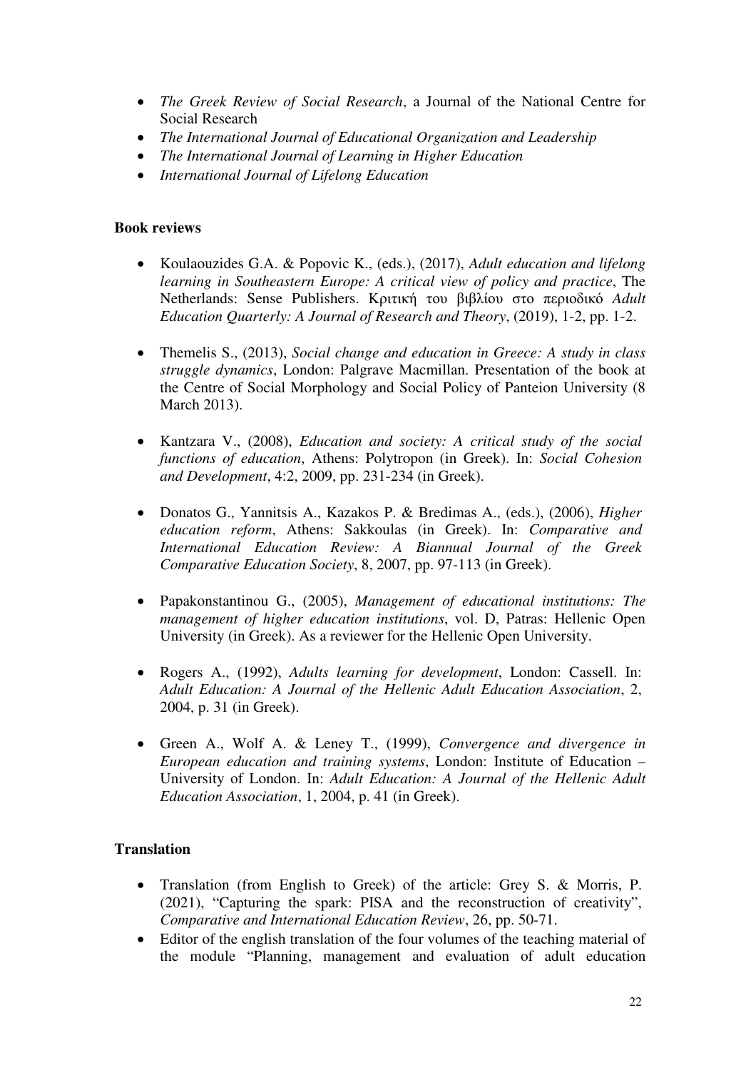- *The Greek Review of Social Research*, a Journal of the National Centre for Social Research
- *The International Journal of Educational Organization and Leadership*
- *The International Journal of Learning in Higher Education*
- *International Journal of Lifelong Education*

**Book reviews**

- Koulaouzides G.A. & Popovic K., (eds.), (2017), *Adult education and lifelong learning in Southeastern Europe: A critical view of policy and practice*, The Netherlands: Sense Publishers. Κριτική του βιβλίου στο περιοδικό *Adult Education Quarterly: A Journal of Research and Theory*, (2019), 1-2, pp. 1-2.

- Themelis S., (2013), *Social change and education in Greece: A study in class struggle dynamics*, London: Palgrave Macmillan. Presentation of the book at the Centre of Social Morphology and Social Policy of Panteion University (8 March 2013).

- Kantzara V., (2008), *Education and society: A critical study of the social functions of education*, Athens: Polytropon (in Greek). In: *Social Cohesion and Development*, 4:2, 2009, pp. 231-234 (in Greek).

- Donatos G., Yannitsis A., Kazakos P. & Bredimas A., (eds.), (2006), *Higher education reform*, Athens: Sakkoulas (in Greek). In: *Comparative and International Education Review: A Biannual Journal of the Greek Comparative Education Society*, 8, 2007, pp. 97-113 (in Greek).

- Papakonstantinou G., (2005), *Management of educational institutions: The management of higher education institutions*, vol. D, Patras: Hellenic Open University (in Greek). As a reviewer for the Hellenic Open University.

- Rogers A., (1992), *Adults learning for development*, London: Cassell. In: *Adult Education: A Journal of the Hellenic Adult Education Association*, 2, 2004, p. 31 (in Greek).

- Green A., Wolf A. & Leney T., (1999), *Convergence and divergence in European education and training systems*, London: Institute of Education – University of London. In: *Adult Education: A Journal of the Hellenic Adult Education Association*, 1, 2004, p. 41 (in Greek).

**Translation**

- Translation (from English to Greek) of the article: Grey S. & Morris, P. (2021), "Capturing the spark: PISA and the reconstruction of creativity", *Comparative and International Education Review*, 26, pp. 50-71.
- Editor of the english translation of the four volumes of the teaching material of the module "Planning, management and evaluation of adult education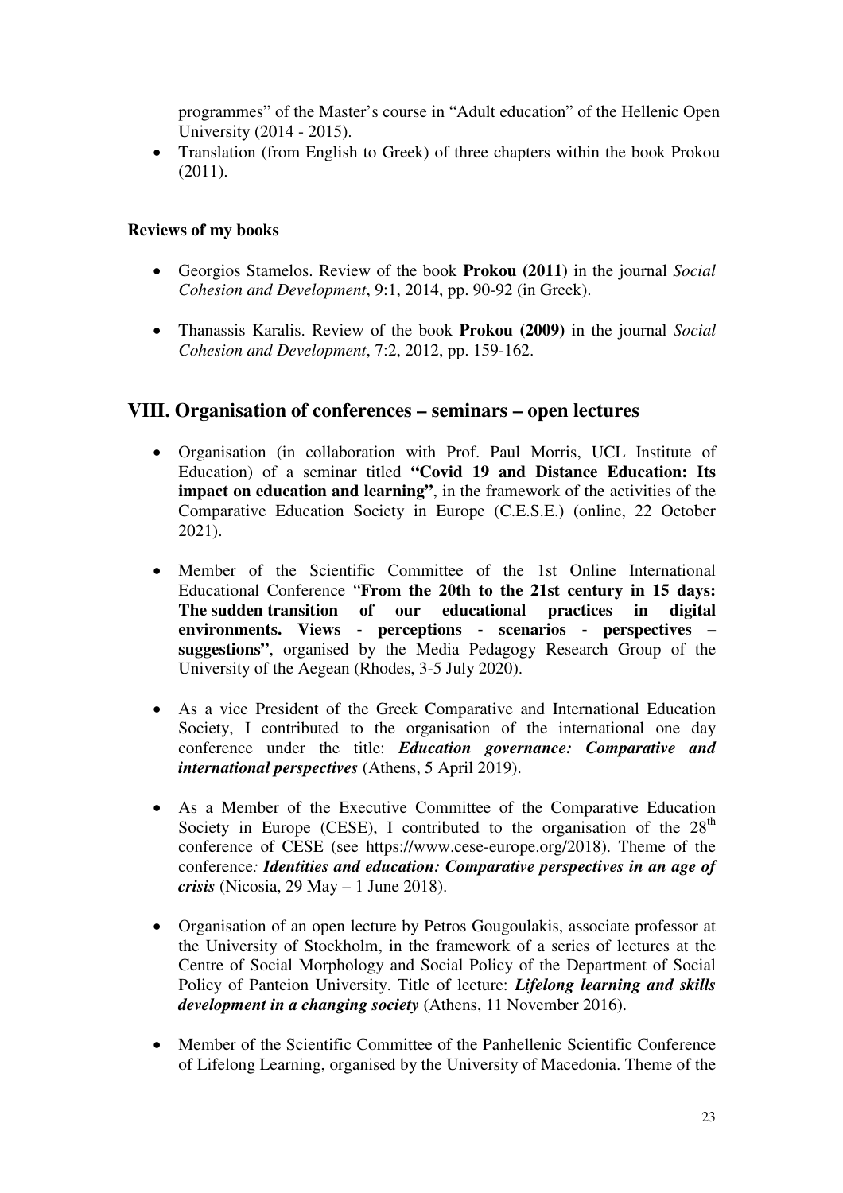programmes" of the Master's course in "Adult education" of the Hellenic Open University (2014 - 2015).

- Translation (from English to Greek) of three chapters within the book Prokou (2011).

**Reviews of my books**

- Georgios Stamelos. Review of the book **Prokou (2011)** in the journal *Social Cohesion and Development*, 9:1, 2014, pp. 90-92 (in Greek).

- Thanassis Karalis. Review of the book **Prokou (2009)** in the journal *Social Cohesion and Development*, 7:2, 2012, pp. 159-162.

## VIII. Organisation of conferences – seminars – open lectures

- Organisation (in collaboration with Prof. Paul Morris, UCL Institute of Education) of a seminar titled **"Covid 19 and Distance Education: Its impact on education and learning"**, in the framework of the activities of the Comparative Education Society in Europe (C.E.S.E.) (online, 22 October 2021).

- Member of the Scientific Committee of the 1st Online International Educational Conference "**From the 20th to the 21st century in 15 days: The sudden transition of our educational practices in digital environments. Views - perceptions - scenarios - perspectives – suggestions"**, organised by the Media Pedagogy Research Group of the University of the Aegean (Rhodes, 3-5 July 2020).

- As a vice President of the Greek Comparative and International Education Society, I contributed to the organisation of the international one day conference under the title: ***Education governance: Comparative and international perspectives*** (Athens, 5 April 2019).

- As a Member of the Executive Committee of the Comparative Education Society in Europe (CESE), I contributed to the organisation of the 28th conference of CESE (see https://www.cese-europe.org/2018). Theme of the conference*:* ***Identities and education: Comparative perspectives in an age of crisis*** (Nicosia, 29 May – 1 June 2018).

- Organisation of an open lecture by Petros Gougoulakis, associate professor at the University of Stockholm, in the framework of a series of lectures at the Centre of Social Morphology and Social Policy of the Department of Social Policy of Panteion University. Title of lecture: ***Lifelong learning and skills development in a changing society*** (Athens, 11 November 2016).

- Member of the Scientific Committee of the Panhellenic Scientific Conference of Lifelong Learning, organised by the University of Macedonia. Theme of the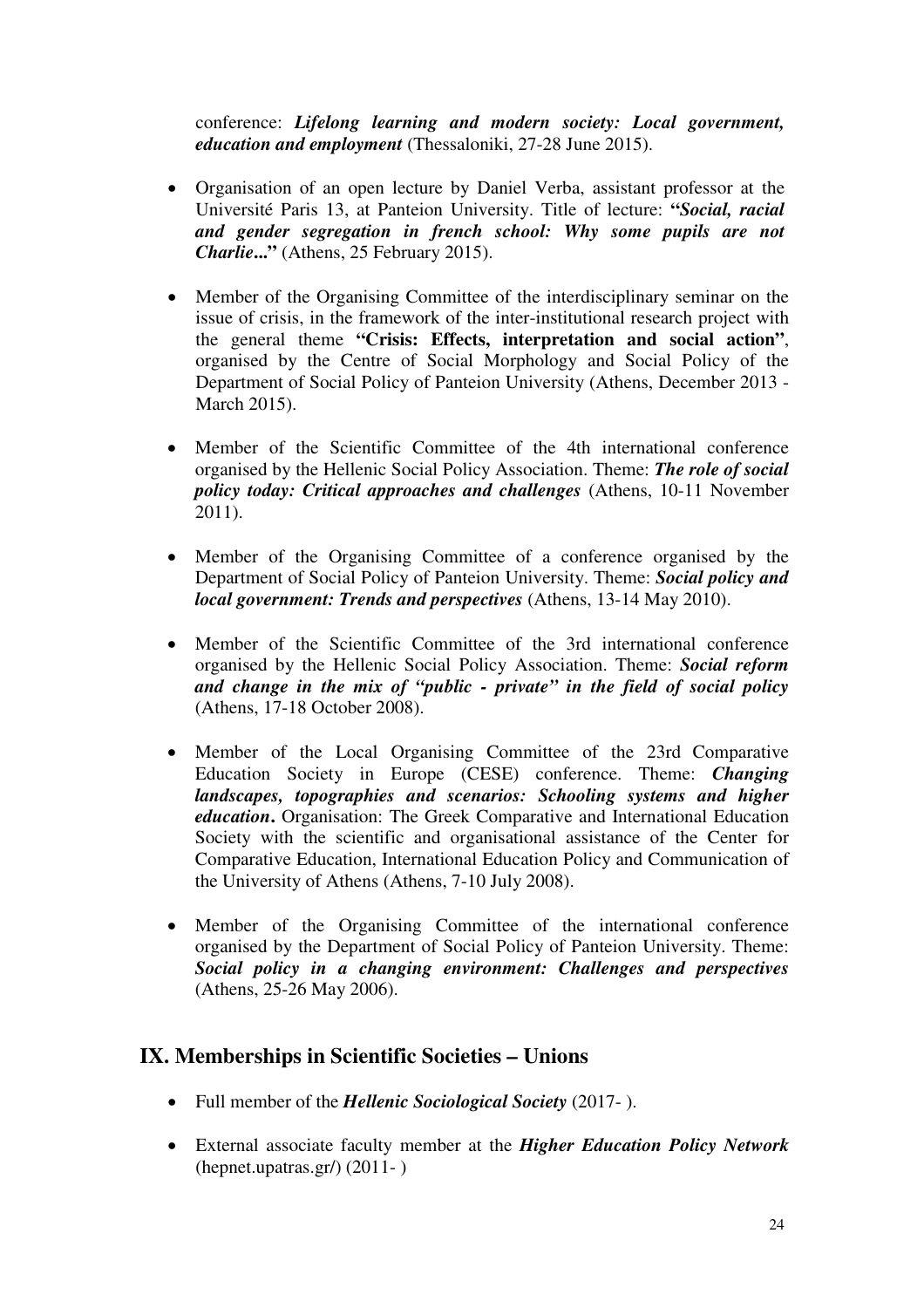conference: ***Lifelong learning and modern society: Local government, education and employment*** (Thessaloniki, 27-28 June 2015).

- Organisation of an open lecture by Daniel Verba, assistant professor at the Université Paris 13, at Panteion University. Title of lecture: **"*Social, racial and gender segregation in french school: Why some pupils are not Charlie...*"** (Athens, 25 February 2015).

- Member of the Organising Committee of the interdisciplinary seminar on the issue of crisis, in the framework of the inter-institutional research project with the general theme **"Crisis: Effects, interpretation and social action"**, organised by the Centre of Social Morphology and Social Policy of the Department of Social Policy of Panteion University (Athens, December 2013 - March 2015).

- Member of the Scientific Committee of the 4th international conference organised by the Hellenic Social Policy Association. Theme: ***The role of social policy today: Critical approaches and challenges*** (Athens, 10-11 November 2011).

- Member of the Organising Committee of a conference organised by the Department of Social Policy of Panteion University. Theme: ***Social policy and local government: Trends and perspectives*** (Athens, 13-14 May 2010).

- Member of the Scientific Committee of the 3rd international conference organised by the Hellenic Social Policy Association. Theme: ***Social reform and change in the mix of "public - private" in the field of social policy*** (Athens, 17-18 October 2008).

- Member of the Local Organising Committee of the 23rd Comparative Education Society in Europe (CESE) conference. Theme: ***Changing landscapes, topographies and scenarios: Schooling systems and higher education*.** Organisation: The Greek Comparative and International Education Society with the scientific and organisational assistance of the Center for Comparative Education, International Education Policy and Communication of the University of Athens (Athens, 7-10 July 2008).

- Member of the Organising Committee of the international conference organised by the Department of Social Policy of Panteion University. Theme: ***Social policy in a changing environment: Challenges and perspectives*** (Athens, 25-26 May 2006).

## IX. Memberships in Scientific Societies – Unions

- Full member of the ***Hellenic Sociological Society*** (2017- ).

- External associate faculty member at the ***Higher Education Policy Network*** (hepnet.upatras.gr/) (2011- )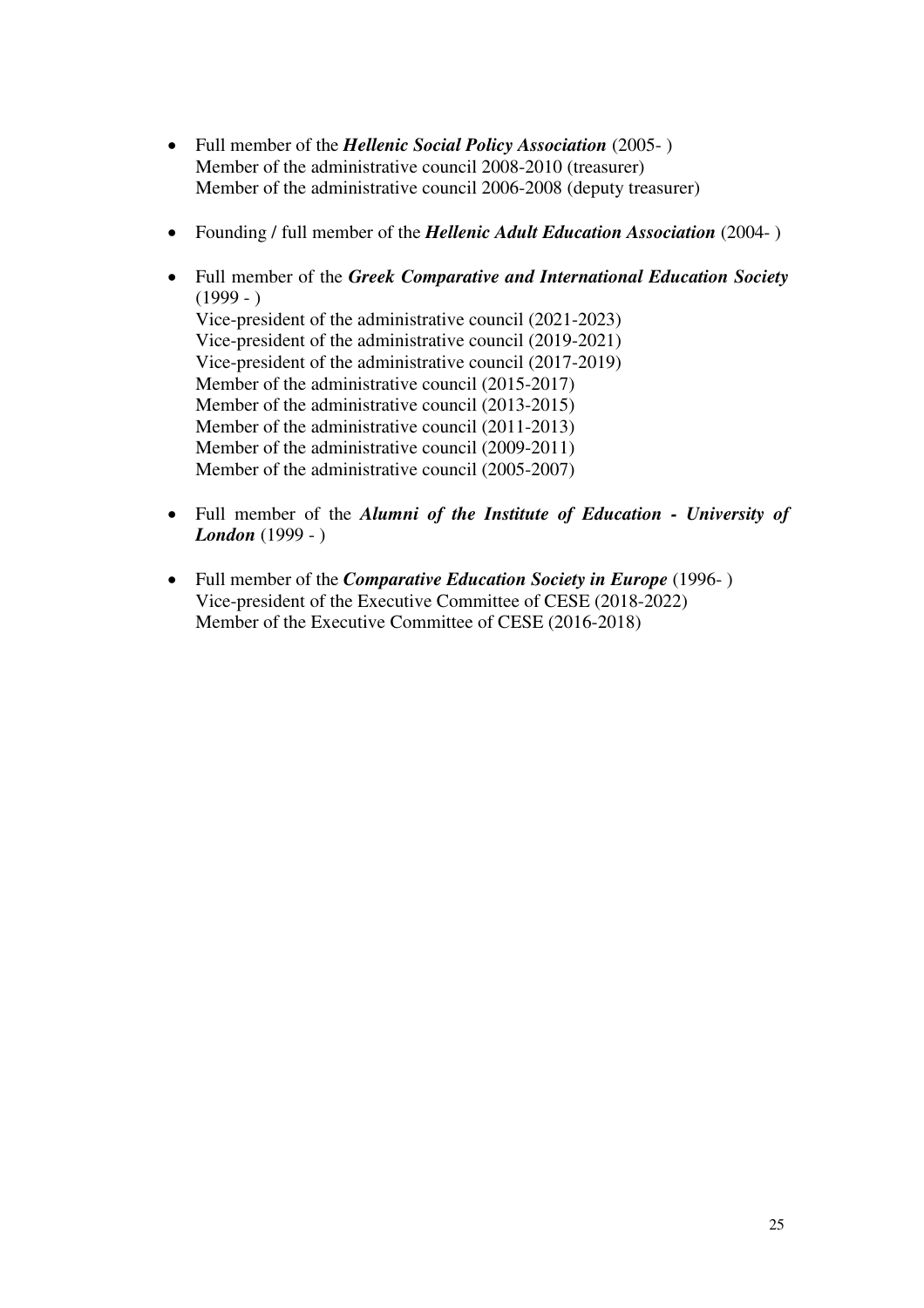- Full member of the ***Hellenic Social Policy Association*** (2005- )
  Member of the administrative council 2008-2010 (treasurer)
  Member of the administrative council 2006-2008 (deputy treasurer)

- Founding / full member of the ***Hellenic Adult Education Association*** (2004- )

- Full member of the ***Greek Comparative and International Education Society*** (1999 - )
  Vice-president of the administrative council (2021-2023)
  Vice-president of the administrative council (2019-2021)
  Vice-president of the administrative council (2017-2019)
  Member of the administrative council (2015-2017)
  Member of the administrative council (2013-2015)
  Member of the administrative council (2011-2013)
  Member of the administrative council (2009-2011)
  Member of the administrative council (2005-2007)

- Full member of the ***Alumni of the Institute of Education - University of London*** (1999 - )

- Full member of the ***Comparative Education Society in Europe*** (1996- )
  Vice-president of the Executive Committee of CESE (2018-2022)
  Member of the Executive Committee of CESE (2016-2018)